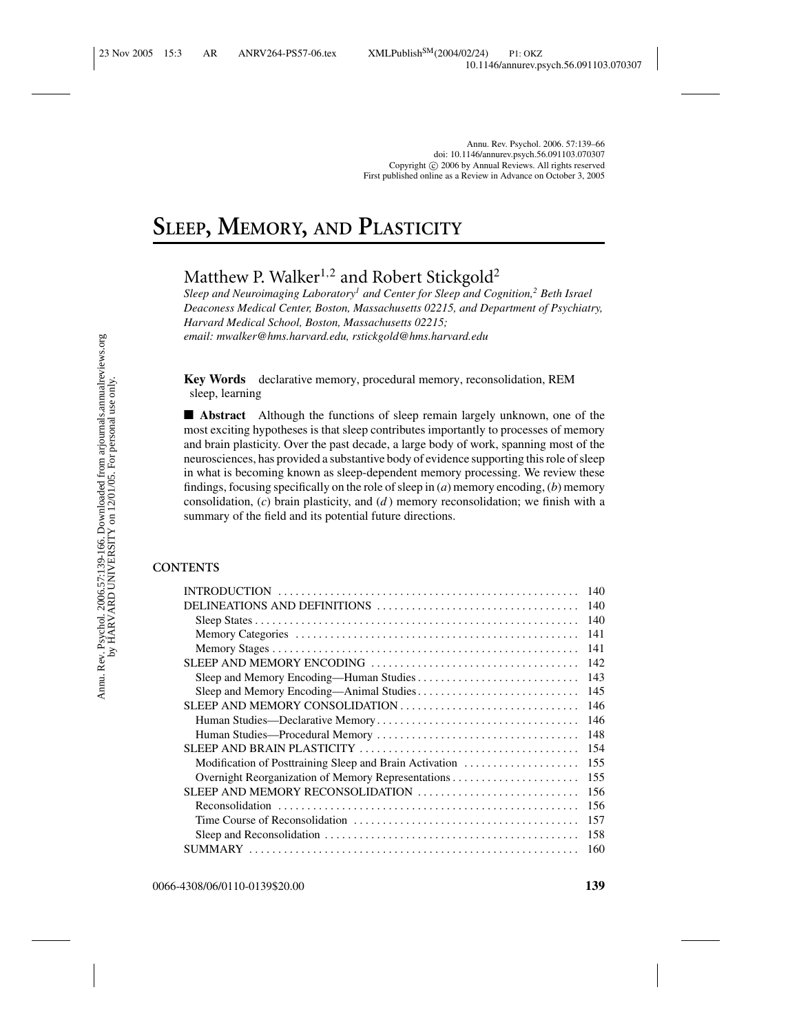# Sleep, Memory, and Plasticity

Matthew P. Walker[1,2] and Robert Stickgold[2]

*Sleep and Neuroimaging Laboratory[1] and Center for Sleep and Cognition,[2] Beth Israel Deaconess Medical Center, Boston, Massachusetts 02215, and Department of Psychiatry, Harvard Medical School, Boston, Massachusetts 02215;*
*email: mwalker@hms.harvard.edu, rstickgold@hms.harvard.edu*

**Key Words** declarative memory, procedural memory, reconsolidation, REM sleep, learning

■ **Abstract** Although the functions of sleep remain largely unknown, one of the most exciting hypotheses is that sleep contributes importantly to processes of memory and brain plasticity. Over the past decade, a large body of work, spanning most of the neurosciences, has provided a substantive body of evidence supporting this role of sleep in what is becoming known as sleep-dependent memory processing. We review these findings, focusing specifically on the role of sleep in (*a*) memory encoding, (*b*) memory consolidation, (*c*) brain plasticity, and (*d*) memory reconsolidation; we finish with a summary of the field and its potential future directions.

**CONTENTS**

INTRODUCTION . . . . . 140
DELINEATIONS AND DEFINITIONS . . . . . 140
  Sleep States . . . . . 140
  Memory Categories . . . . . 141
  Memory Stages . . . . . 141
SLEEP AND MEMORY ENCODING . . . . . 142
  Sleep and Memory Encoding—Human Studies . . . . . 143
  Sleep and Memory Encoding—Animal Studies . . . . . 145
SLEEP AND MEMORY CONSOLIDATION . . . . . 146
  Human Studies—Declarative Memory . . . . . 146
  Human Studies—Procedural Memory . . . . . 148
SLEEP AND BRAIN PLASTICITY . . . . . 154
  Modification of Posttraining Sleep and Brain Activation . . . . . 155
  Overnight Reorganization of Memory Representations . . . . . 155
SLEEP AND MEMORY RECONSOLIDATION . . . . . 156
  Reconsolidation . . . . . 156
  Time Course of Reconsolidation . . . . . 157
  Sleep and Reconsolidation . . . . . 158
SUMMARY . . . . . 160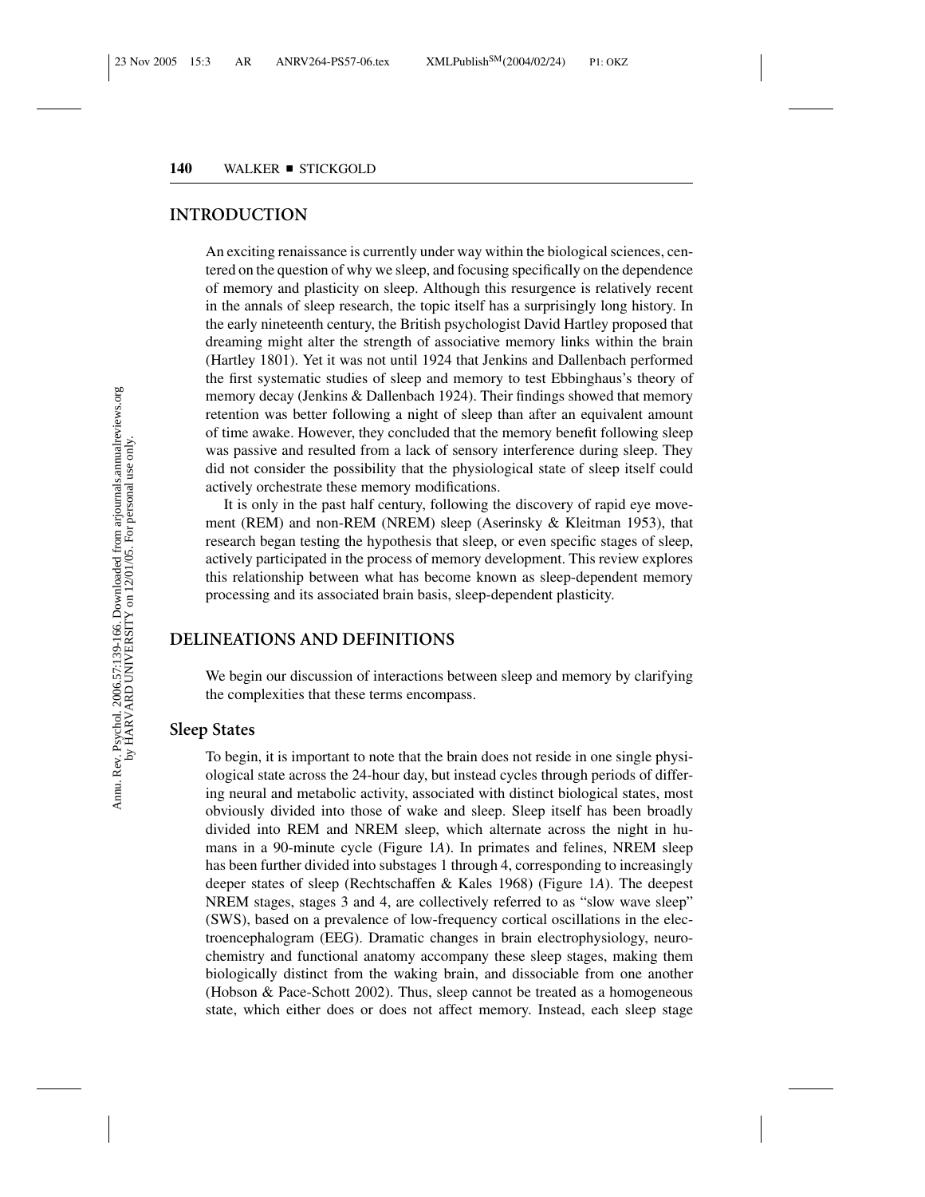## INTRODUCTION

An exciting renaissance is currently under way within the biological sciences, centered on the question of why we sleep, and focusing specifically on the dependence of memory and plasticity on sleep. Although this resurgence is relatively recent in the annals of sleep research, the topic itself has a surprisingly long history. In the early nineteenth century, the British psychologist David Hartley proposed that dreaming might alter the strength of associative memory links within the brain (Hartley 1801). Yet it was not until 1924 that Jenkins and Dallenbach performed the first systematic studies of sleep and memory to test Ebbinghaus's theory of memory decay (Jenkins & Dallenbach 1924). Their findings showed that memory retention was better following a night of sleep than after an equivalent amount of time awake. However, they concluded that the memory benefit following sleep was passive and resulted from a lack of sensory interference during sleep. They did not consider the possibility that the physiological state of sleep itself could actively orchestrate these memory modifications.

It is only in the past half century, following the discovery of rapid eye movement (REM) and non-REM (NREM) sleep (Aserinsky & Kleitman 1953), that research began testing the hypothesis that sleep, or even specific stages of sleep, actively participated in the process of memory development. This review explores this relationship between what has become known as sleep-dependent memory processing and its associated brain basis, sleep-dependent plasticity.

## DELINEATIONS AND DEFINITIONS

We begin our discussion of interactions between sleep and memory by clarifying the complexities that these terms encompass.

### Sleep States

To begin, it is important to note that the brain does not reside in one single physiological state across the 24-hour day, but instead cycles through periods of differing neural and metabolic activity, associated with distinct biological states, most obviously divided into those of wake and sleep. Sleep itself has been broadly divided into REM and NREM sleep, which alternate across the night in humans in a 90-minute cycle (Figure 1*A*). In primates and felines, NREM sleep has been further divided into substages 1 through 4, corresponding to increasingly deeper states of sleep (Rechtschaffen & Kales 1968) (Figure 1*A*). The deepest NREM stages, stages 3 and 4, are collectively referred to as "slow wave sleep" (SWS), based on a prevalence of low-frequency cortical oscillations in the electroencephalogram (EEG). Dramatic changes in brain electrophysiology, neurochemistry and functional anatomy accompany these sleep stages, making them biologically distinct from the waking brain, and dissociable from one another (Hobson & Pace-Schott 2002). Thus, sleep cannot be treated as a homogeneous state, which either does or does not affect memory. Instead, each sleep stage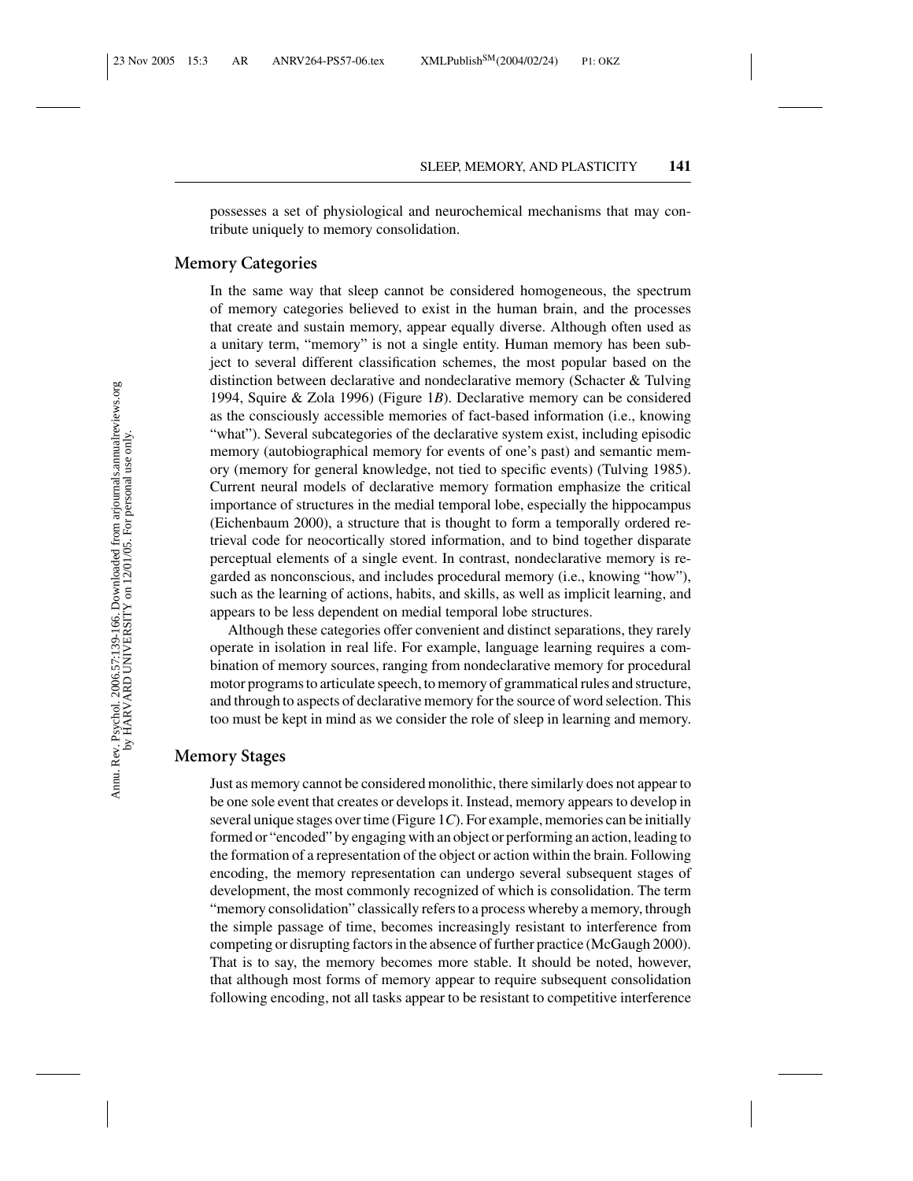possesses a set of physiological and neurochemical mechanisms that may contribute uniquely to memory consolidation.

## Memory Categories

In the same way that sleep cannot be considered homogeneous, the spectrum of memory categories believed to exist in the human brain, and the processes that create and sustain memory, appear equally diverse. Although often used as a unitary term, "memory" is not a single entity. Human memory has been subject to several different classification schemes, the most popular based on the distinction between declarative and nondeclarative memory (Schacter & Tulving 1994, Squire & Zola 1996) (Figure 1*B*). Declarative memory can be considered as the consciously accessible memories of fact-based information (i.e., knowing "what"). Several subcategories of the declarative system exist, including episodic memory (autobiographical memory for events of one's past) and semantic memory (memory for general knowledge, not tied to specific events) (Tulving 1985). Current neural models of declarative memory formation emphasize the critical importance of structures in the medial temporal lobe, especially the hippocampus (Eichenbaum 2000), a structure that is thought to form a temporally ordered retrieval code for neocortically stored information, and to bind together disparate perceptual elements of a single event. In contrast, nondeclarative memory is regarded as nonconscious, and includes procedural memory (i.e., knowing "how"), such as the learning of actions, habits, and skills, as well as implicit learning, and appears to be less dependent on medial temporal lobe structures.

Although these categories offer convenient and distinct separations, they rarely operate in isolation in real life. For example, language learning requires a combination of memory sources, ranging from nondeclarative memory for procedural motor programs to articulate speech, to memory of grammatical rules and structure, and through to aspects of declarative memory for the source of word selection. This too must be kept in mind as we consider the role of sleep in learning and memory.

## Memory Stages

Just as memory cannot be considered monolithic, there similarly does not appear to be one sole event that creates or develops it. Instead, memory appears to develop in several unique stages over time (Figure 1*C*). For example, memories can be initially formed or "encoded" by engaging with an object or performing an action, leading to the formation of a representation of the object or action within the brain. Following encoding, the memory representation can undergo several subsequent stages of development, the most commonly recognized of which is consolidation. The term "memory consolidation" classically refers to a process whereby a memory, through the simple passage of time, becomes increasingly resistant to interference from competing or disrupting factors in the absence of further practice (McGaugh 2000). That is to say, the memory becomes more stable. It should be noted, however, that although most forms of memory appear to require subsequent consolidation following encoding, not all tasks appear to be resistant to competitive interference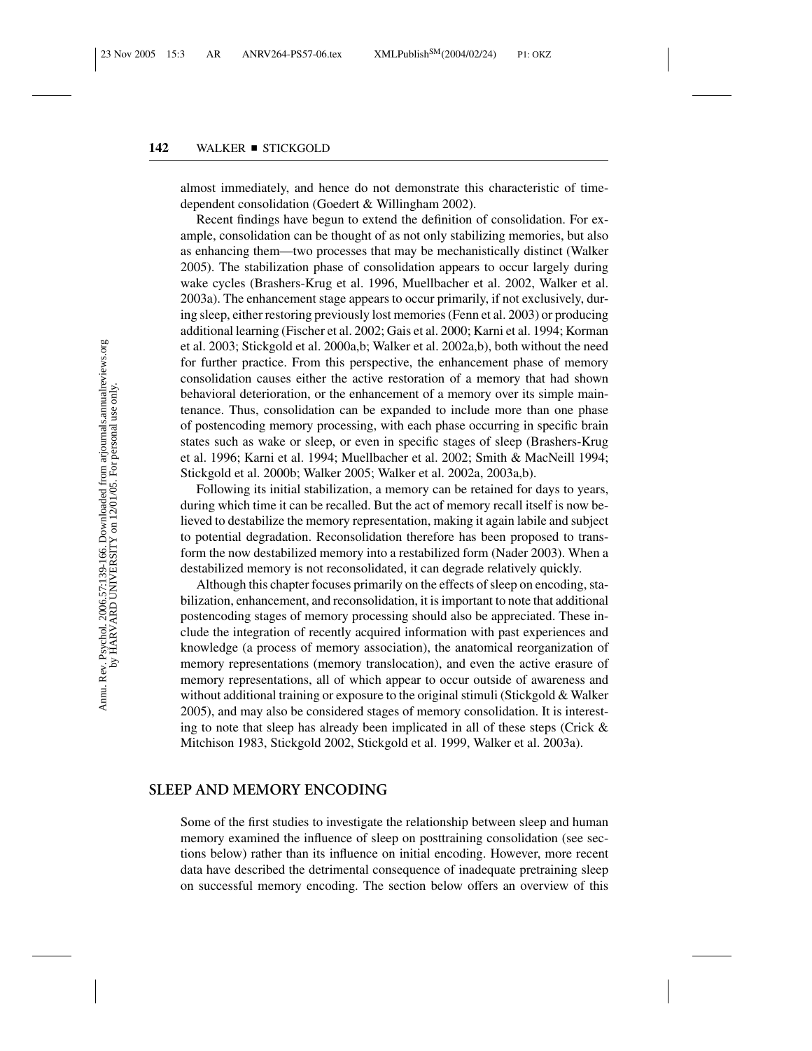almost immediately, and hence do not demonstrate this characteristic of time-dependent consolidation (Goedert & Willingham 2002).

Recent findings have begun to extend the definition of consolidation. For example, consolidation can be thought of as not only stabilizing memories, but also as enhancing them—two processes that may be mechanistically distinct (Walker 2005). The stabilization phase of consolidation appears to occur largely during wake cycles (Brashers-Krug et al. 1996, Muellbacher et al. 2002, Walker et al. 2003a). The enhancement stage appears to occur primarily, if not exclusively, during sleep, either restoring previously lost memories (Fenn et al. 2003) or producing additional learning (Fischer et al. 2002; Gais et al. 2000; Karni et al. 1994; Korman et al. 2003; Stickgold et al. 2000a,b; Walker et al. 2002a,b), both without the need for further practice. From this perspective, the enhancement phase of memory consolidation causes either the active restoration of a memory that had shown behavioral deterioration, or the enhancement of a memory over its simple maintenance. Thus, consolidation can be expanded to include more than one phase of postencoding memory processing, with each phase occurring in specific brain states such as wake or sleep, or even in specific stages of sleep (Brashers-Krug et al. 1996; Karni et al. 1994; Muellbacher et al. 2002; Smith & MacNeill 1994; Stickgold et al. 2000b; Walker 2005; Walker et al. 2002a, 2003a,b).

Following its initial stabilization, a memory can be retained for days to years, during which time it can be recalled. But the act of memory recall itself is now believed to destabilize the memory representation, making it again labile and subject to potential degradation. Reconsolidation therefore has been proposed to transform the now destabilized memory into a restabilized form (Nader 2003). When a destabilized memory is not reconsolidated, it can degrade relatively quickly.

Although this chapter focuses primarily on the effects of sleep on encoding, stabilization, enhancement, and reconsolidation, it is important to note that additional postencoding stages of memory processing should also be appreciated. These include the integration of recently acquired information with past experiences and knowledge (a process of memory association), the anatomical reorganization of memory representations (memory translocation), and even the active erasure of memory representations, all of which appear to occur outside of awareness and without additional training or exposure to the original stimuli (Stickgold & Walker 2005), and may also be considered stages of memory consolidation. It is interesting to note that sleep has already been implicated in all of these steps (Crick & Mitchison 1983, Stickgold 2002, Stickgold et al. 1999, Walker et al. 2003a).

## SLEEP AND MEMORY ENCODING

Some of the first studies to investigate the relationship between sleep and human memory examined the influence of sleep on posttraining consolidation (see sections below) rather than its influence on initial encoding. However, more recent data have described the detrimental consequence of inadequate pretraining sleep on successful memory encoding. The section below offers an overview of this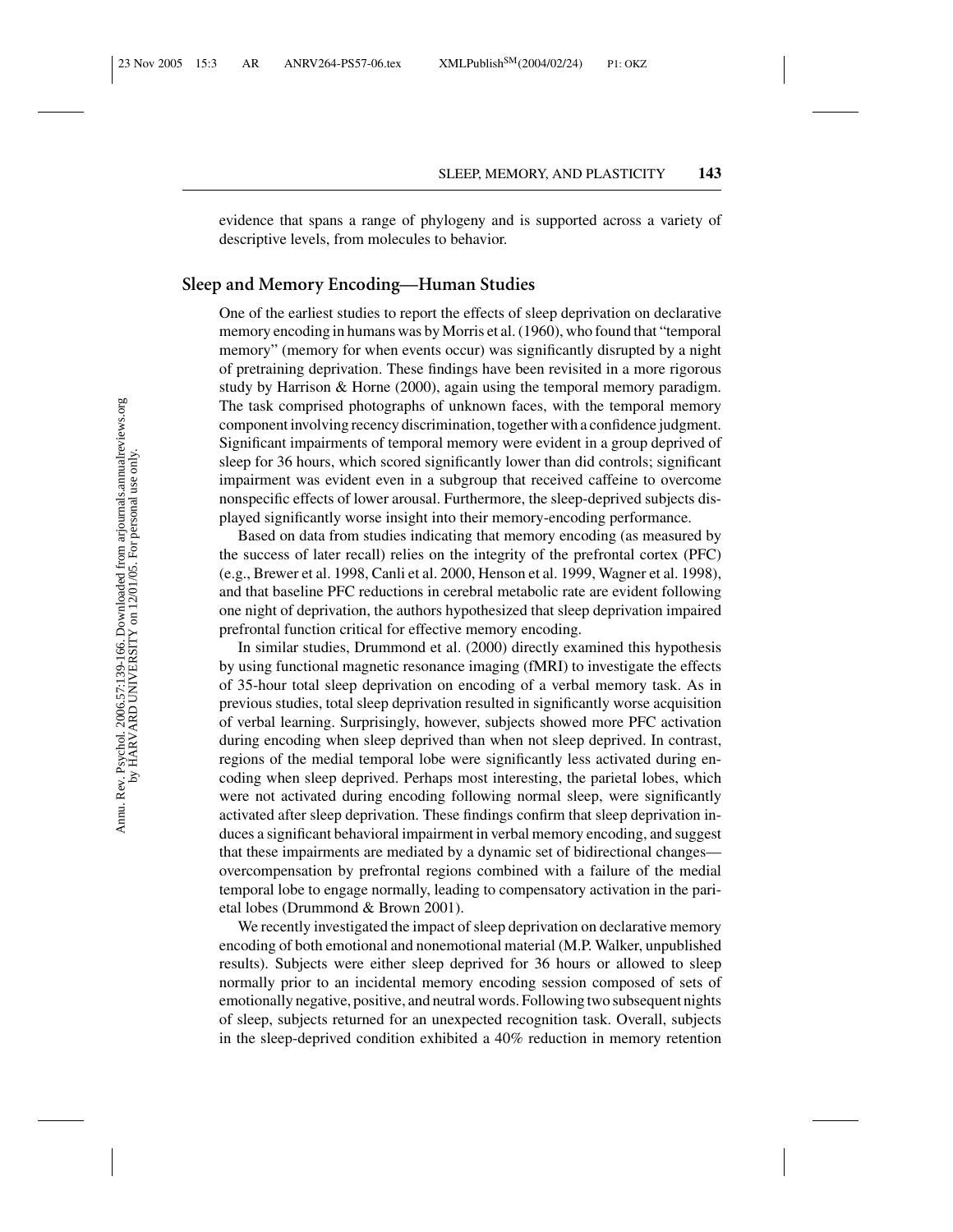evidence that spans a range of phylogeny and is supported across a variety of descriptive levels, from molecules to behavior.

## Sleep and Memory Encoding—Human Studies

One of the earliest studies to report the effects of sleep deprivation on declarative memory encoding in humans was by Morris et al. (1960), who found that "temporal memory" (memory for when events occur) was significantly disrupted by a night of pretraining deprivation. These findings have been revisited in a more rigorous study by Harrison & Horne (2000), again using the temporal memory paradigm. The task comprised photographs of unknown faces, with the temporal memory component involving recency discrimination, together with a confidence judgment. Significant impairments of temporal memory were evident in a group deprived of sleep for 36 hours, which scored significantly lower than did controls; significant impairment was evident even in a subgroup that received caffeine to overcome nonspecific effects of lower arousal. Furthermore, the sleep-deprived subjects displayed significantly worse insight into their memory-encoding performance.

Based on data from studies indicating that memory encoding (as measured by the success of later recall) relies on the integrity of the prefrontal cortex (PFC) (e.g., Brewer et al. 1998, Canli et al. 2000, Henson et al. 1999, Wagner et al. 1998), and that baseline PFC reductions in cerebral metabolic rate are evident following one night of deprivation, the authors hypothesized that sleep deprivation impaired prefrontal function critical for effective memory encoding.

In similar studies, Drummond et al. (2000) directly examined this hypothesis by using functional magnetic resonance imaging (fMRI) to investigate the effects of 35-hour total sleep deprivation on encoding of a verbal memory task. As in previous studies, total sleep deprivation resulted in significantly worse acquisition of verbal learning. Surprisingly, however, subjects showed more PFC activation during encoding when sleep deprived than when not sleep deprived. In contrast, regions of the medial temporal lobe were significantly less activated during encoding when sleep deprived. Perhaps most interesting, the parietal lobes, which were not activated during encoding following normal sleep, were significantly activated after sleep deprivation. These findings confirm that sleep deprivation induces a significant behavioral impairment in verbal memory encoding, and suggest that these impairments are mediated by a dynamic set of bidirectional changes—overcompensation by prefrontal regions combined with a failure of the medial temporal lobe to engage normally, leading to compensatory activation in the parietal lobes (Drummond & Brown 2001).

We recently investigated the impact of sleep deprivation on declarative memory encoding of both emotional and nonemotional material (M.P. Walker, unpublished results). Subjects were either sleep deprived for 36 hours or allowed to sleep normally prior to an incidental memory encoding session composed of sets of emotionally negative, positive, and neutral words. Following two subsequent nights of sleep, subjects returned for an unexpected recognition task. Overall, subjects in the sleep-deprived condition exhibited a 40% reduction in memory retention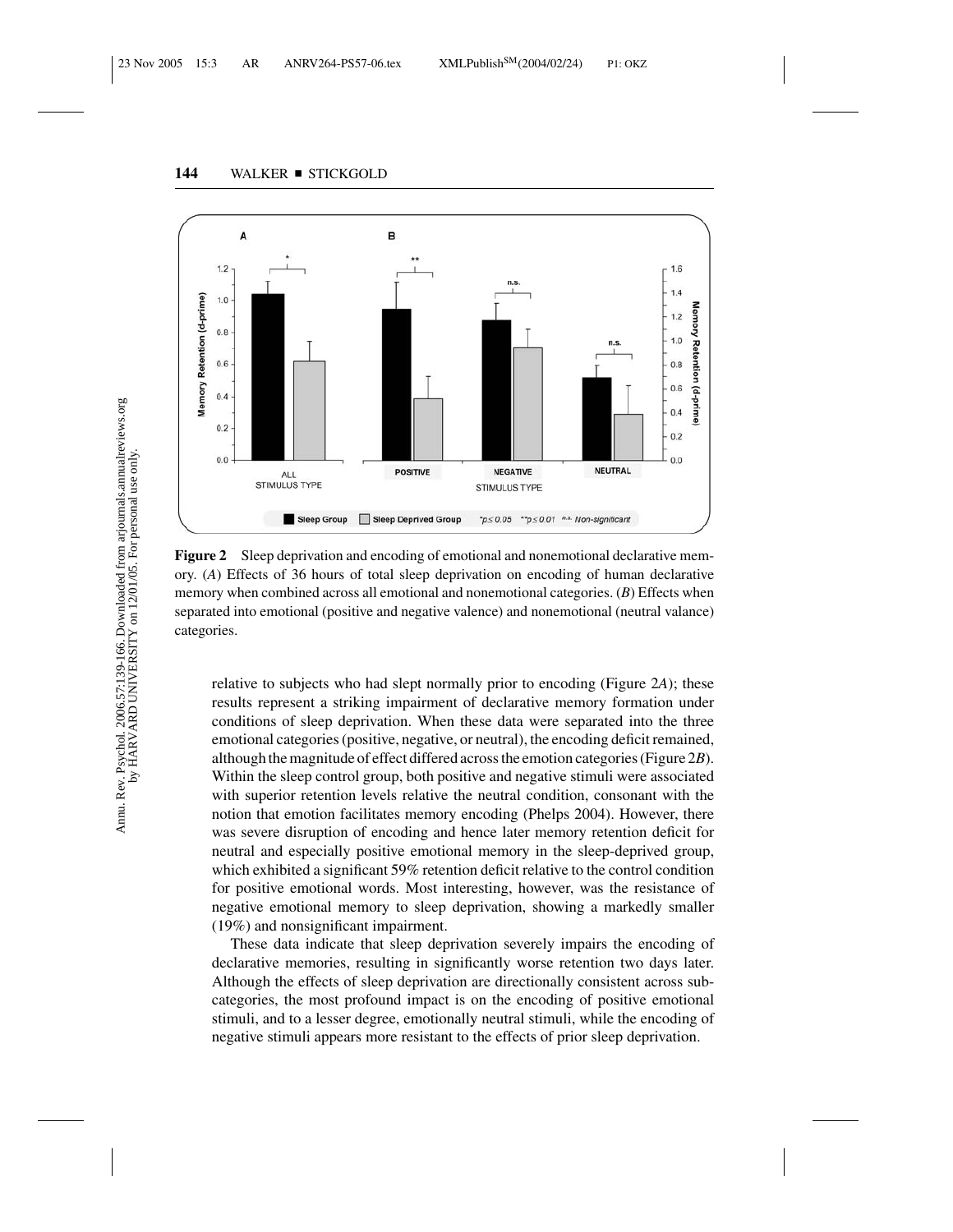**Figure 2** Sleep deprivation and encoding of emotional and nonemotional declarative memory. (*A*) Effects of 36 hours of total sleep deprivation on encoding of human declarative memory when combined across all emotional and nonemotional categories. (*B*) Effects when separated into emotional (positive and negative valence) and nonemotional (neutral valance) categories.

relative to subjects who had slept normally prior to encoding (Figure 2*A*); these results represent a striking impairment of declarative memory formation under conditions of sleep deprivation. When these data were separated into the three emotional categories (positive, negative, or neutral), the encoding deficit remained, although the magnitude of effect differed across the emotion categories (Figure 2*B*). Within the sleep control group, both positive and negative stimuli were associated with superior retention levels relative the neutral condition, consonant with the notion that emotion facilitates memory encoding (Phelps 2004). However, there was severe disruption of encoding and hence later memory retention deficit for neutral and especially positive emotional memory in the sleep-deprived group, which exhibited a significant 59% retention deficit relative to the control condition for positive emotional words. Most interesting, however, was the resistance of negative emotional memory to sleep deprivation, showing a markedly smaller (19%) and nonsignificant impairment.

These data indicate that sleep deprivation severely impairs the encoding of declarative memories, resulting in significantly worse retention two days later. Although the effects of sleep deprivation are directionally consistent across subcategories, the most profound impact is on the encoding of positive emotional stimuli, and to a lesser degree, emotionally neutral stimuli, while the encoding of negative stimuli appears more resistant to the effects of prior sleep deprivation.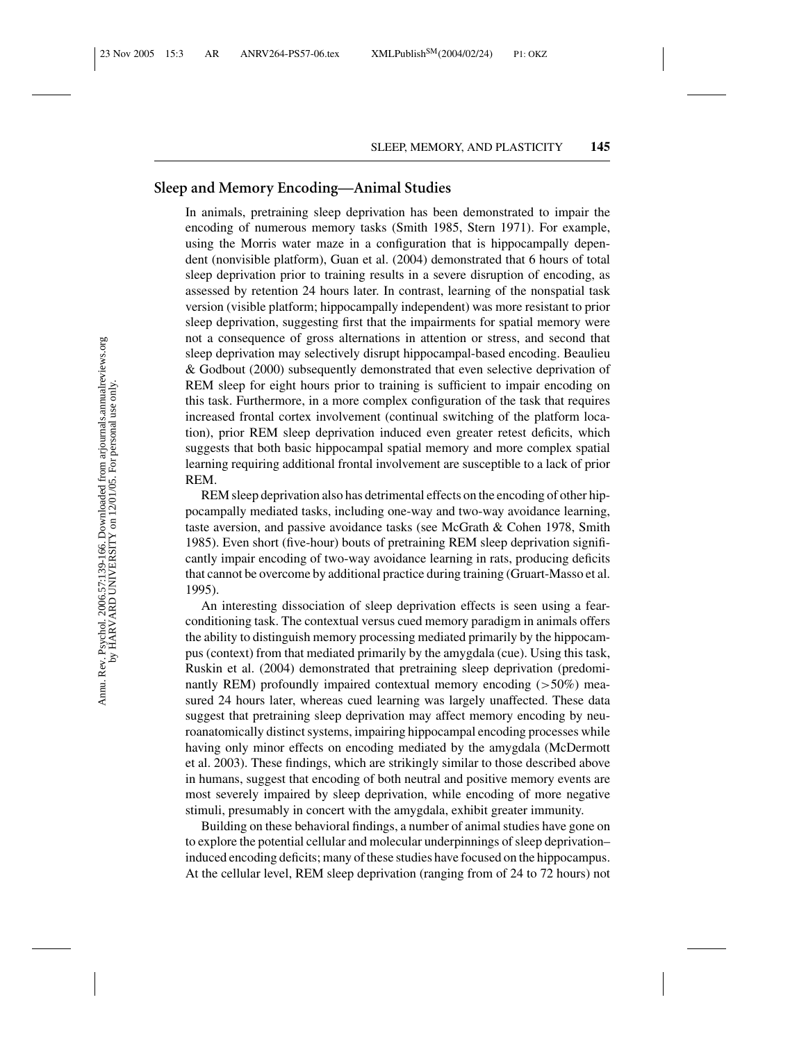## Sleep and Memory Encoding—Animal Studies

In animals, pretraining sleep deprivation has been demonstrated to impair the encoding of numerous memory tasks (Smith 1985, Stern 1971). For example, using the Morris water maze in a configuration that is hippocampally dependent (nonvisible platform), Guan et al. (2004) demonstrated that 6 hours of total sleep deprivation prior to training results in a severe disruption of encoding, as assessed by retention 24 hours later. In contrast, learning of the nonspatial task version (visible platform; hippocampally independent) was more resistant to prior sleep deprivation, suggesting first that the impairments for spatial memory were not a consequence of gross alternations in attention or stress, and second that sleep deprivation may selectively disrupt hippocampal-based encoding. Beaulieu & Godbout (2000) subsequently demonstrated that even selective deprivation of REM sleep for eight hours prior to training is sufficient to impair encoding on this task. Furthermore, in a more complex configuration of the task that requires increased frontal cortex involvement (continual switching of the platform location), prior REM sleep deprivation induced even greater retest deficits, which suggests that both basic hippocampal spatial memory and more complex spatial learning requiring additional frontal involvement are susceptible to a lack of prior REM.

REM sleep deprivation also has detrimental effects on the encoding of other hippocampally mediated tasks, including one-way and two-way avoidance learning, taste aversion, and passive avoidance tasks (see McGrath & Cohen 1978, Smith 1985). Even short (five-hour) bouts of pretraining REM sleep deprivation significantly impair encoding of two-way avoidance learning in rats, producing deficits that cannot be overcome by additional practice during training (Gruart-Masso et al. 1995).

An interesting dissociation of sleep deprivation effects is seen using a fear-conditioning task. The contextual versus cued memory paradigm in animals offers the ability to distinguish memory processing mediated primarily by the hippocampus (context) from that mediated primarily by the amygdala (cue). Using this task, Ruskin et al. (2004) demonstrated that pretraining sleep deprivation (predominantly REM) profoundly impaired contextual memory encoding (>50%) measured 24 hours later, whereas cued learning was largely unaffected. These data suggest that pretraining sleep deprivation may affect memory encoding by neuroanatomically distinct systems, impairing hippocampal encoding processes while having only minor effects on encoding mediated by the amygdala (McDermott et al. 2003). These findings, which are strikingly similar to those described above in humans, suggest that encoding of both neutral and positive memory events are most severely impaired by sleep deprivation, while encoding of more negative stimuli, presumably in concert with the amygdala, exhibit greater immunity.

Building on these behavioral findings, a number of animal studies have gone on to explore the potential cellular and molecular underpinnings of sleep deprivation–induced encoding deficits; many of these studies have focused on the hippocampus. At the cellular level, REM sleep deprivation (ranging from of 24 to 72 hours) not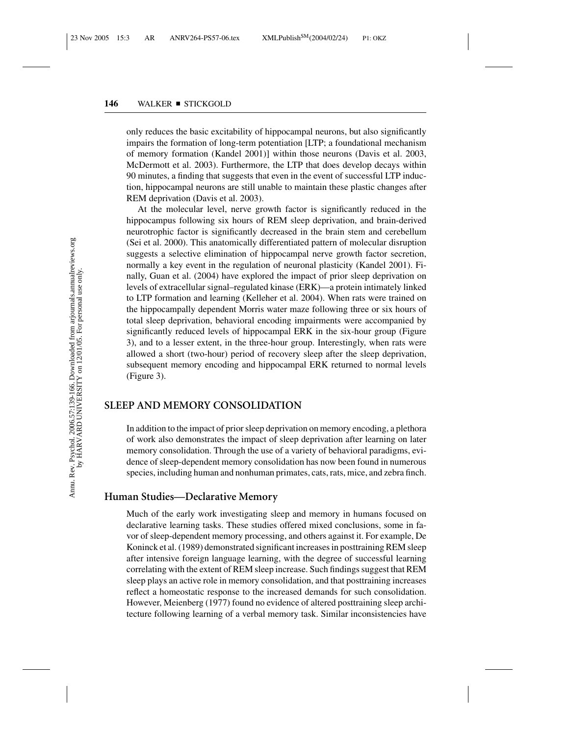only reduces the basic excitability of hippocampal neurons, but also significantly impairs the formation of long-term potentiation [LTP; a foundational mechanism of memory formation (Kandel 2001)] within those neurons (Davis et al. 2003, McDermott et al. 2003). Furthermore, the LTP that does develop decays within 90 minutes, a finding that suggests that even in the event of successful LTP induction, hippocampal neurons are still unable to maintain these plastic changes after REM deprivation (Davis et al. 2003).

At the molecular level, nerve growth factor is significantly reduced in the hippocampus following six hours of REM sleep deprivation, and brain-derived neurotrophic factor is significantly decreased in the brain stem and cerebellum (Sei et al. 2000). This anatomically differentiated pattern of molecular disruption suggests a selective elimination of hippocampal nerve growth factor secretion, normally a key event in the regulation of neuronal plasticity (Kandel 2001). Finally, Guan et al. (2004) have explored the impact of prior sleep deprivation on levels of extracellular signal–regulated kinase (ERK)—a protein intimately linked to LTP formation and learning (Kelleher et al. 2004). When rats were trained on the hippocampally dependent Morris water maze following three or six hours of total sleep deprivation, behavioral encoding impairments were accompanied by significantly reduced levels of hippocampal ERK in the six-hour group (Figure 3), and to a lesser extent, in the three-hour group. Interestingly, when rats were allowed a short (two-hour) period of recovery sleep after the sleep deprivation, subsequent memory encoding and hippocampal ERK returned to normal levels (Figure 3).

## SLEEP AND MEMORY CONSOLIDATION

In addition to the impact of prior sleep deprivation on memory encoding, a plethora of work also demonstrates the impact of sleep deprivation after learning on later memory consolidation. Through the use of a variety of behavioral paradigms, evidence of sleep-dependent memory consolidation has now been found in numerous species, including human and nonhuman primates, cats, rats, mice, and zebra finch.

### Human Studies—Declarative Memory

Much of the early work investigating sleep and memory in humans focused on declarative learning tasks. These studies offered mixed conclusions, some in favor of sleep-dependent memory processing, and others against it. For example, De Koninck et al. (1989) demonstrated significant increases in posttraining REM sleep after intensive foreign language learning, with the degree of successful learning correlating with the extent of REM sleep increase. Such findings suggest that REM sleep plays an active role in memory consolidation, and that posttraining increases reflect a homeostatic response to the increased demands for such consolidation. However, Meienberg (1977) found no evidence of altered posttraining sleep architecture following learning of a verbal memory task. Similar inconsistencies have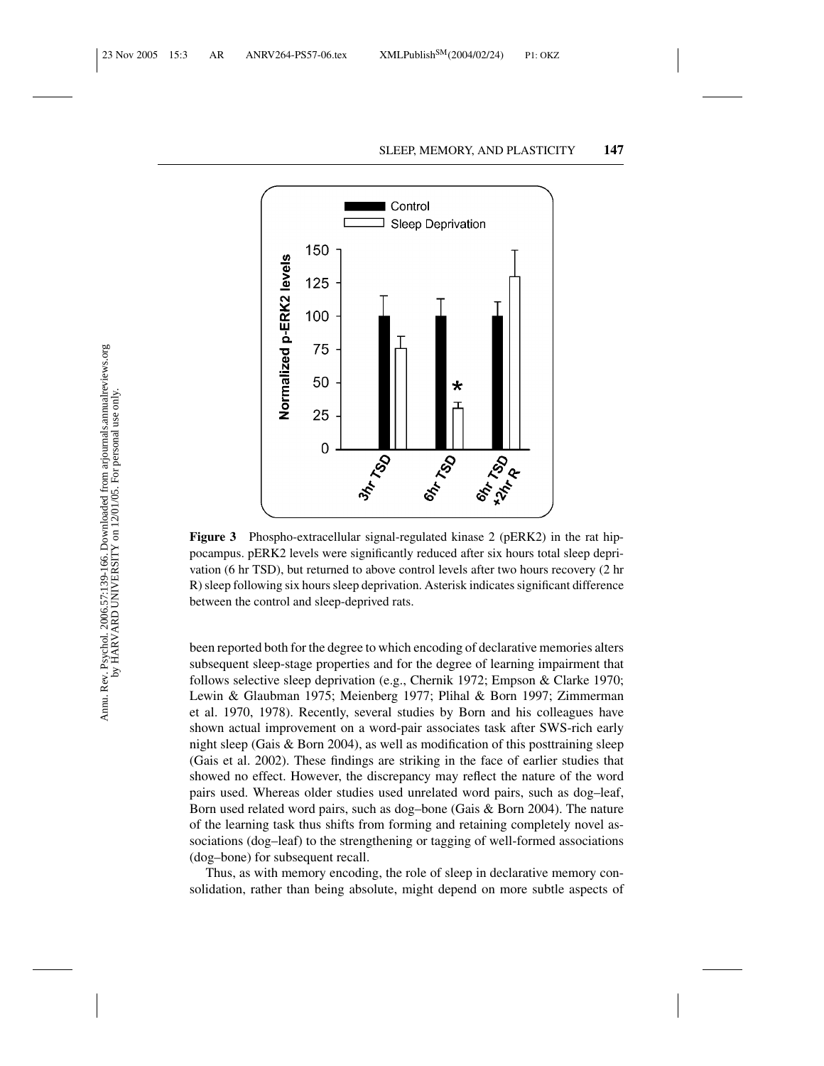**Figure 3** Phospho-extracellular signal-regulated kinase 2 (pERK2) in the rat hippocampus. pERK2 levels were significantly reduced after six hours total sleep deprivation (6 hr TSD), but returned to above control levels after two hours recovery (2 hr R) sleep following six hours sleep deprivation. Asterisk indicates significant difference between the control and sleep-deprived rats.

been reported both for the degree to which encoding of declarative memories alters subsequent sleep-stage properties and for the degree of learning impairment that follows selective sleep deprivation (e.g., Chernik 1972; Empson & Clarke 1970; Lewin & Glaubman 1975; Meienberg 1977; Plihal & Born 1997; Zimmerman et al. 1970, 1978). Recently, several studies by Born and his colleagues have shown actual improvement on a word-pair associates task after SWS-rich early night sleep (Gais & Born 2004), as well as modification of this posttraining sleep (Gais et al. 2002). These findings are striking in the face of earlier studies that showed no effect. However, the discrepancy may reflect the nature of the word pairs used. Whereas older studies used unrelated word pairs, such as dog–leaf, Born used related word pairs, such as dog–bone (Gais & Born 2004). The nature of the learning task thus shifts from forming and retaining completely novel associations (dog–leaf) to the strengthening or tagging of well-formed associations (dog–bone) for subsequent recall.

Thus, as with memory encoding, the role of sleep in declarative memory consolidation, rather than being absolute, might depend on more subtle aspects of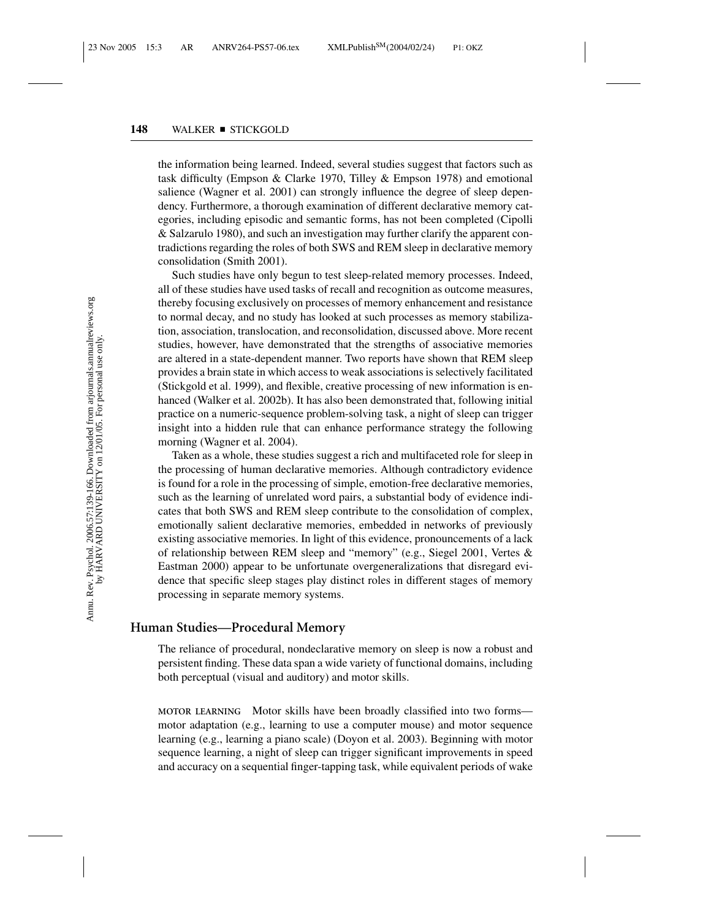the information being learned. Indeed, several studies suggest that factors such as task difficulty (Empson & Clarke 1970, Tilley & Empson 1978) and emotional salience (Wagner et al. 2001) can strongly influence the degree of sleep dependency. Furthermore, a thorough examination of different declarative memory categories, including episodic and semantic forms, has not been completed (Cipolli & Salzarulo 1980), and such an investigation may further clarify the apparent contradictions regarding the roles of both SWS and REM sleep in declarative memory consolidation (Smith 2001).

Such studies have only begun to test sleep-related memory processes. Indeed, all of these studies have used tasks of recall and recognition as outcome measures, thereby focusing exclusively on processes of memory enhancement and resistance to normal decay, and no study has looked at such processes as memory stabilization, association, translocation, and reconsolidation, discussed above. More recent studies, however, have demonstrated that the strengths of associative memories are altered in a state-dependent manner. Two reports have shown that REM sleep provides a brain state in which access to weak associations is selectively facilitated (Stickgold et al. 1999), and flexible, creative processing of new information is enhanced (Walker et al. 2002b). It has also been demonstrated that, following initial practice on a numeric-sequence problem-solving task, a night of sleep can trigger insight into a hidden rule that can enhance performance strategy the following morning (Wagner et al. 2004).

Taken as a whole, these studies suggest a rich and multifaceted role for sleep in the processing of human declarative memories. Although contradictory evidence is found for a role in the processing of simple, emotion-free declarative memories, such as the learning of unrelated word pairs, a substantial body of evidence indicates that both SWS and REM sleep contribute to the consolidation of complex, emotionally salient declarative memories, embedded in networks of previously existing associative memories. In light of this evidence, pronouncements of a lack of relationship between REM sleep and "memory" (e.g., Siegel 2001, Vertes & Eastman 2000) appear to be unfortunate overgeneralizations that disregard evidence that specific sleep stages play distinct roles in different stages of memory processing in separate memory systems.

## Human Studies—Procedural Memory

The reliance of procedural, nondeclarative memory on sleep is now a robust and persistent finding. These data span a wide variety of functional domains, including both perceptual (visual and auditory) and motor skills.

**MOTOR LEARNING** Motor skills have been broadly classified into two forms—motor adaptation (e.g., learning to use a computer mouse) and motor sequence learning (e.g., learning a piano scale) (Doyon et al. 2003). Beginning with motor sequence learning, a night of sleep can trigger significant improvements in speed and accuracy on a sequential finger-tapping task, while equivalent periods of wake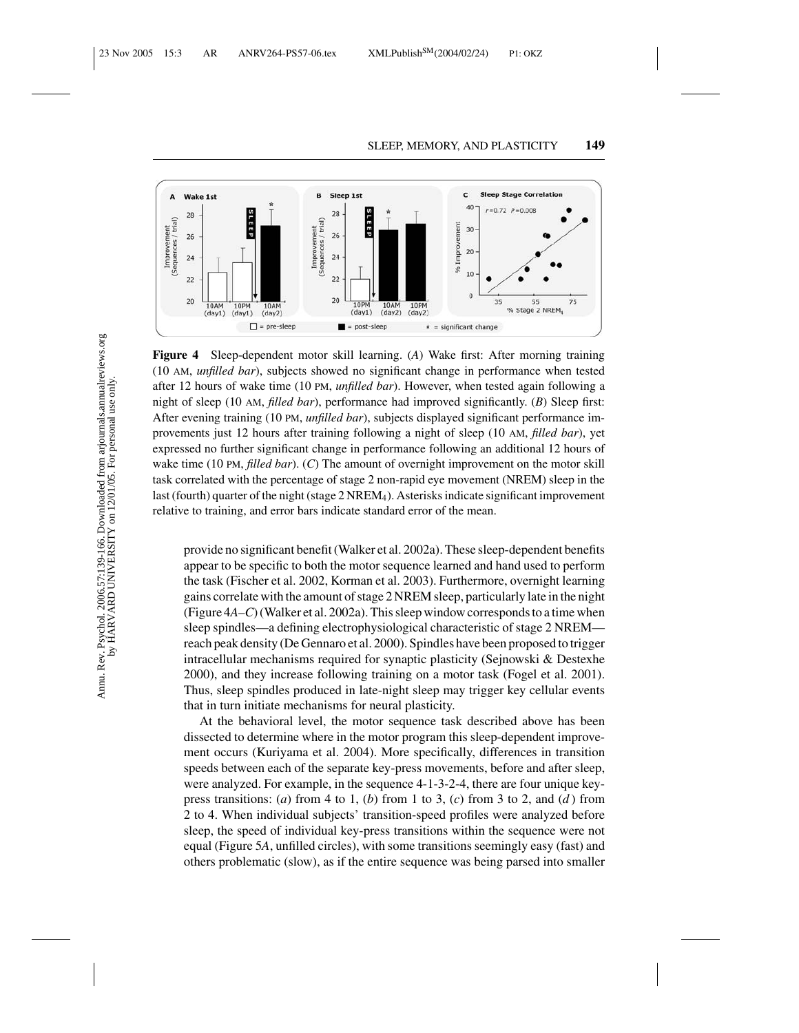**Figure 4** Sleep-dependent motor skill learning. (*A*) Wake first: After morning training (10 AM, *unfilled bar*), subjects showed no significant change in performance when tested after 12 hours of wake time (10 PM, *unfilled bar*). However, when tested again following a night of sleep (10 AM, *filled bar*), performance had improved significantly. (*B*) Sleep first: After evening training (10 PM, *unfilled bar*), subjects displayed significant performance improvements just 12 hours after training following a night of sleep (10 AM, *filled bar*), yet expressed no further significant change in performance following an additional 12 hours of wake time (10 PM, *filled bar*). (*C*) The amount of overnight improvement on the motor skill task correlated with the percentage of stage 2 non-rapid eye movement (NREM) sleep in the last (fourth) quarter of the night (stage 2 $NREM_4$). Asterisks indicate significant improvement relative to training, and error bars indicate standard error of the mean.

provide no significant benefit (Walker et al. 2002a). These sleep-dependent benefits appear to be specific to both the motor sequence learned and hand used to perform the task (Fischer et al. 2002, Korman et al. 2003). Furthermore, overnight learning gains correlate with the amount of stage 2 NREM sleep, particularly late in the night (Figure 4*A*–*C*) (Walker et al. 2002a). This sleep window corresponds to a time when sleep spindles—a defining electrophysiological characteristic of stage 2 NREM—reach peak density (De Gennaro et al. 2000). Spindles have been proposed to trigger intracellular mechanisms required for synaptic plasticity (Sejnowski & Destexhe 2000), and they increase following training on a motor task (Fogel et al. 2001). Thus, sleep spindles produced in late-night sleep may trigger key cellular events that in turn initiate mechanisms for neural plasticity.

At the behavioral level, the motor sequence task described above has been dissected to determine where in the motor program this sleep-dependent improvement occurs (Kuriyama et al. 2004). More specifically, differences in transition speeds between each of the separate key-press movements, before and after sleep, were analyzed. For example, in the sequence 4-1-3-2-4, there are four unique key-press transitions: (*a*) from 4 to 1, (*b*) from 1 to 3, (*c*) from 3 to 2, and (*d*) from 2 to 4. When individual subjects' transition-speed profiles were analyzed before sleep, the speed of individual key-press transitions within the sequence were not equal (Figure 5*A*, unfilled circles), with some transitions seemingly easy (fast) and others problematic (slow), as if the entire sequence was being parsed into smaller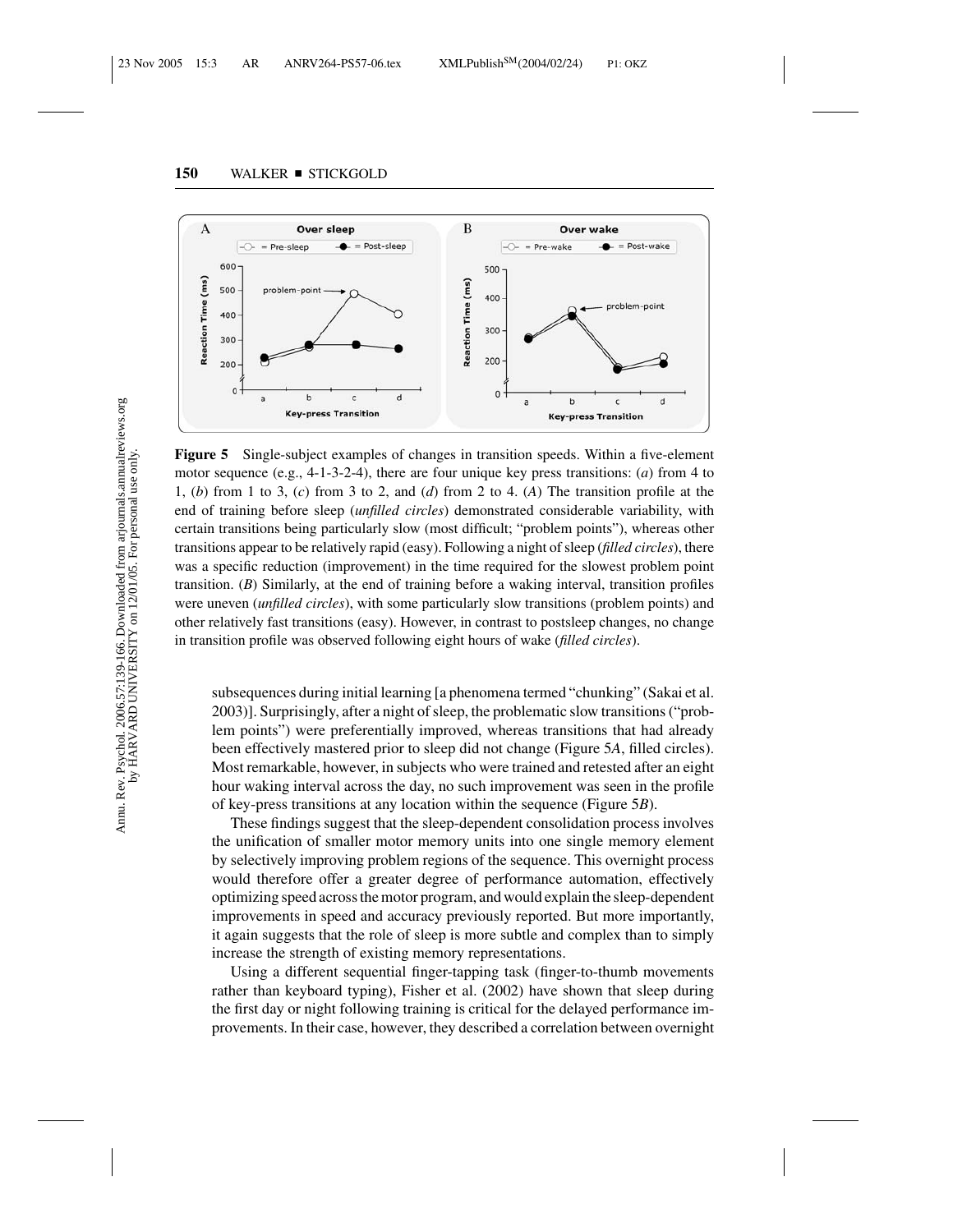A

Over sleep

-○- = Pre-sleep -●- = Post-sleep

Reaction Time (ms)

600
500
400
300
200
0

problem-point

a b c d

Key-press Transition

B

Over wake

-○- = Pre-wake -●- = Post-wake

Reaction Time (ms)

500
400
300
200
0

problem-point

a b c d

Key-press Transition

**Figure 5** Single-subject examples of changes in transition speeds. Within a five-element motor sequence (e.g., 4-1-3-2-4), there are four unique key press transitions: (*a*) from 4 to 1, (*b*) from 1 to 3, (*c*) from 3 to 2, and (*d*) from 2 to 4. (*A*) The transition profile at the end of training before sleep (*unfilled circles*) demonstrated considerable variability, with certain transitions being particularly slow (most difficult; "problem points"), whereas other transitions appear to be relatively rapid (easy). Following a night of sleep (*filled circles*), there was a specific reduction (improvement) in the time required for the slowest problem point transition. (*B*) Similarly, at the end of training before a waking interval, transition profiles were uneven (*unfilled circles*), with some particularly slow transitions (problem points) and other relatively fast transitions (easy). However, in contrast to postsleep changes, no change in transition profile was observed following eight hours of wake (*filled circles*).

subsequences during initial learning [a phenomena termed "chunking" (Sakai et al. 2003)]. Surprisingly, after a night of sleep, the problematic slow transitions ("problem points") were preferentially improved, whereas transitions that had already been effectively mastered prior to sleep did not change (Figure 5*A*, filled circles). Most remarkable, however, in subjects who were trained and retested after an eight hour waking interval across the day, no such improvement was seen in the profile of key-press transitions at any location within the sequence (Figure 5*B*).

These findings suggest that the sleep-dependent consolidation process involves the unification of smaller motor memory units into one single memory element by selectively improving problem regions of the sequence. This overnight process would therefore offer a greater degree of performance automation, effectively optimizing speed across the motor program, and would explain the sleep-dependent improvements in speed and accuracy previously reported. But more importantly, it again suggests that the role of sleep is more subtle and complex than to simply increase the strength of existing memory representations.

Using a different sequential finger-tapping task (finger-to-thumb movements rather than keyboard typing), Fisher et al. (2002) have shown that sleep during the first day or night following training is critical for the delayed performance improvements. In their case, however, they described a correlation between overnight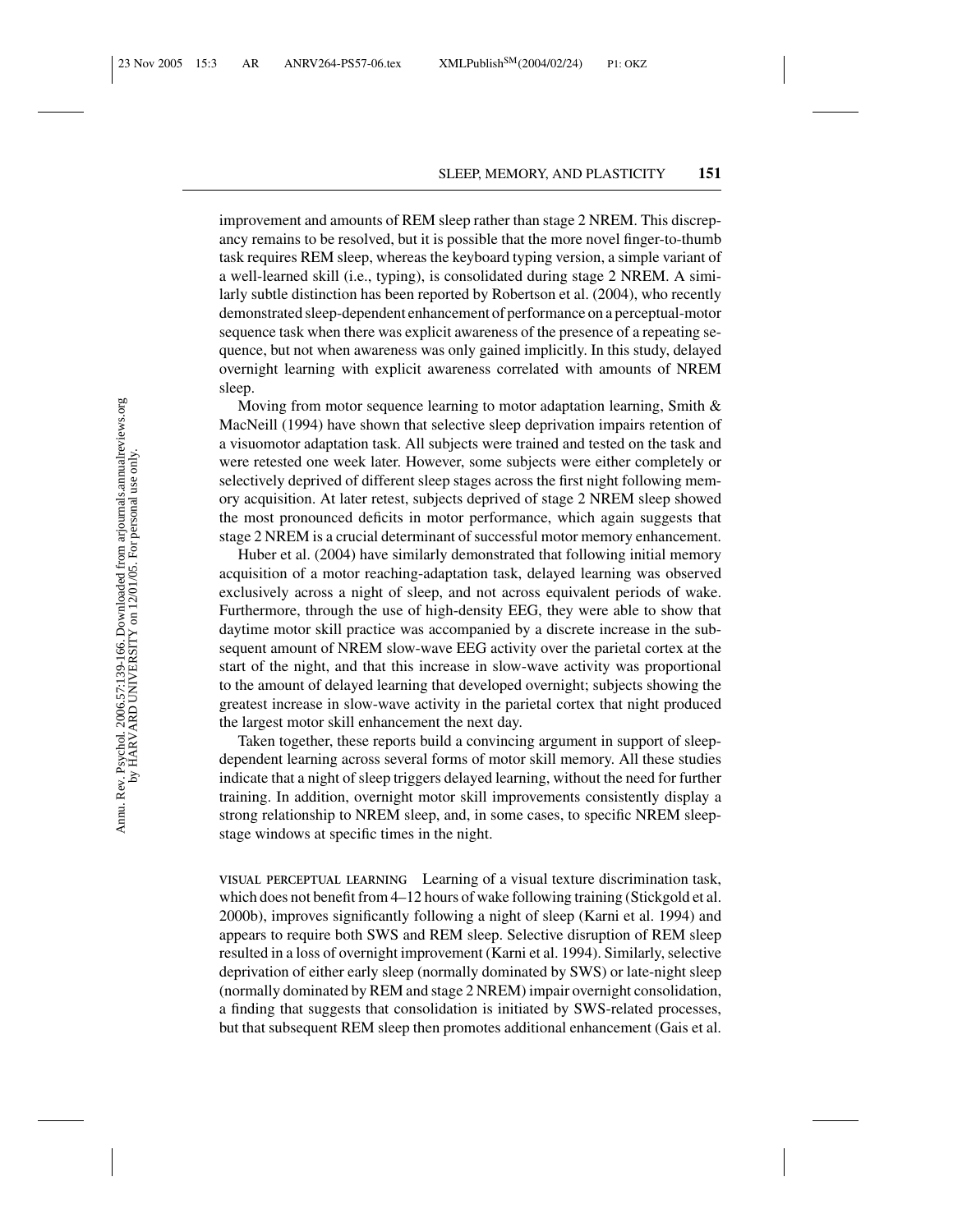improvement and amounts of REM sleep rather than stage 2 NREM. This discrepancy remains to be resolved, but it is possible that the more novel finger-to-thumb task requires REM sleep, whereas the keyboard typing version, a simple variant of a well-learned skill (i.e., typing), is consolidated during stage 2 NREM. A similarly subtle distinction has been reported by Robertson et al. (2004), who recently demonstrated sleep-dependent enhancement of performance on a perceptual-motor sequence task when there was explicit awareness of the presence of a repeating sequence, but not when awareness was only gained implicitly. In this study, delayed overnight learning with explicit awareness correlated with amounts of NREM sleep.

Moving from motor sequence learning to motor adaptation learning, Smith & MacNeill (1994) have shown that selective sleep deprivation impairs retention of a visuomotor adaptation task. All subjects were trained and tested on the task and were retested one week later. However, some subjects were either completely or selectively deprived of different sleep stages across the first night following memory acquisition. At later retest, subjects deprived of stage 2 NREM sleep showed the most pronounced deficits in motor performance, which again suggests that stage 2 NREM is a crucial determinant of successful motor memory enhancement.

Huber et al. (2004) have similarly demonstrated that following initial memory acquisition of a motor reaching-adaptation task, delayed learning was observed exclusively across a night of sleep, and not across equivalent periods of wake. Furthermore, through the use of high-density EEG, they were able to show that daytime motor skill practice was accompanied by a discrete increase in the subsequent amount of NREM slow-wave EEG activity over the parietal cortex at the start of the night, and that this increase in slow-wave activity was proportional to the amount of delayed learning that developed overnight; subjects showing the greatest increase in slow-wave activity in the parietal cortex that night produced the largest motor skill enhancement the next day.

Taken together, these reports build a convincing argument in support of sleep-dependent learning across several forms of motor skill memory. All these studies indicate that a night of sleep triggers delayed learning, without the need for further training. In addition, overnight motor skill improvements consistently display a strong relationship to NREM sleep, and, in some cases, to specific NREM sleep-stage windows at specific times in the night.

VISUAL PERCEPTUAL LEARNING Learning of a visual texture discrimination task, which does not benefit from 4–12 hours of wake following training (Stickgold et al. 2000b), improves significantly following a night of sleep (Karni et al. 1994) and appears to require both SWS and REM sleep. Selective disruption of REM sleep resulted in a loss of overnight improvement (Karni et al. 1994). Similarly, selective deprivation of either early sleep (normally dominated by SWS) or late-night sleep (normally dominated by REM and stage 2 NREM) impair overnight consolidation, a finding that suggests that consolidation is initiated by SWS-related processes, but that subsequent REM sleep then promotes additional enhancement (Gais et al.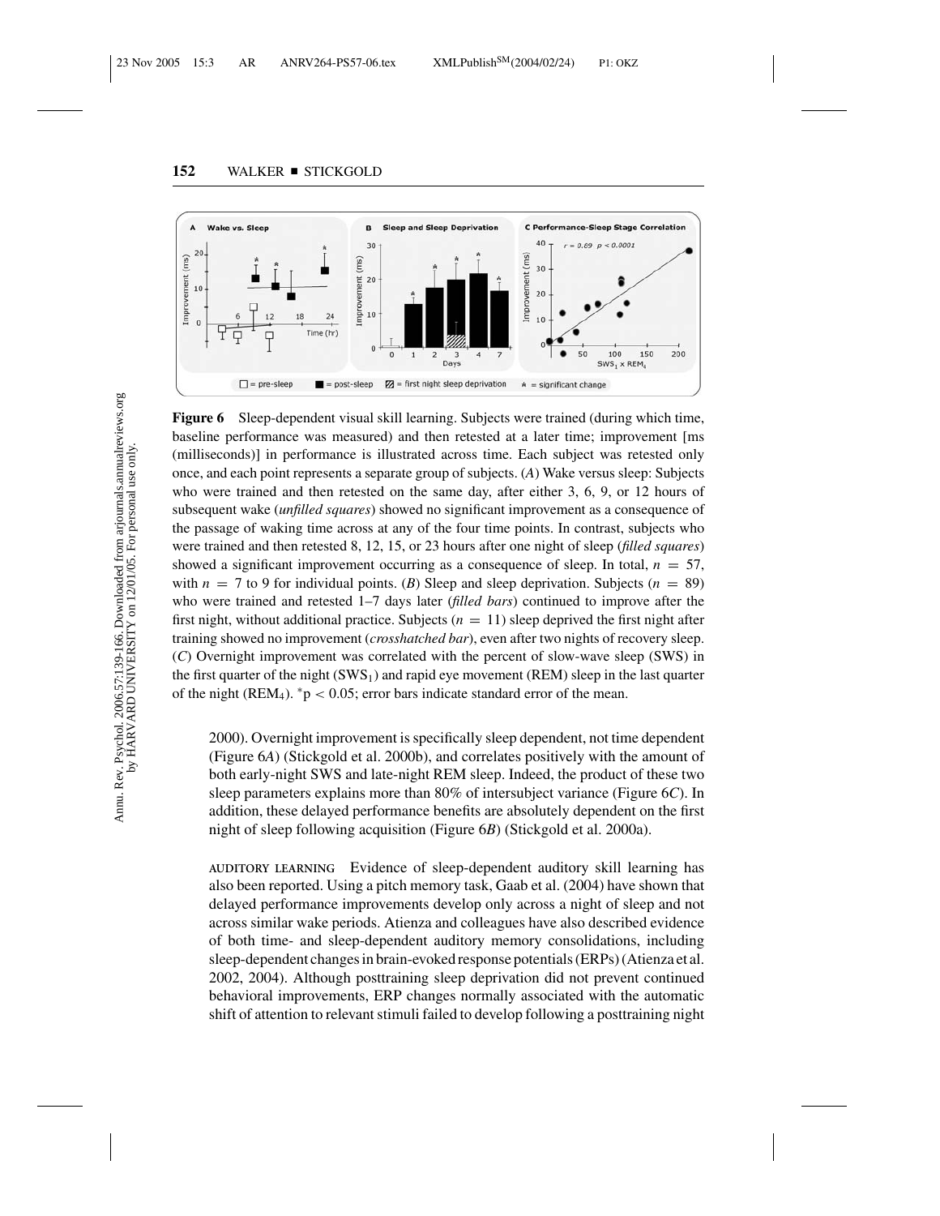**Figure 6** Sleep-dependent visual skill learning. Subjects were trained (during which time, baseline performance was measured) and then retested at a later time; improvement [ms (milliseconds)] in performance is illustrated across time. Each subject was retested only once, and each point represents a separate group of subjects. (*A*) Wake versus sleep: Subjects who were trained and then retested on the same day, after either 3, 6, 9, or 12 hours of subsequent wake (*unfilled squares*) showed no significant improvement as a consequence of the passage of waking time across at any of the four time points. In contrast, subjects who were trained and then retested 8, 12, 15, or 23 hours after one night of sleep (*filled squares*) showed a significant improvement occurring as a consequence of sleep. In total, $n = 57$, with $n = 7$ to 9 for individual points. (*B*) Sleep and sleep deprivation. Subjects ($n = 89$) who were trained and retested 1–7 days later (*filled bars*) continued to improve after the first night, without additional practice. Subjects ($n = 11$) sleep deprived the first night after training showed no improvement (*crosshatched bar*), even after two nights of recovery sleep. (*C*) Overnight improvement was correlated with the percent of slow-wave sleep (SWS) in the first quarter of the night ($SWS_1$) and rapid eye movement (REM) sleep in the last quarter of the night ($REM_4$). $^*p < 0.05$; error bars indicate standard error of the mean.

2000). Overnight improvement is specifically sleep dependent, not time dependent (Figure 6*A*) (Stickgold et al. 2000b), and correlates positively with the amount of both early-night SWS and late-night REM sleep. Indeed, the product of these two sleep parameters explains more than 80% of intersubject variance (Figure 6*C*). In addition, these delayed performance benefits are absolutely dependent on the first night of sleep following acquisition (Figure 6*B*) (Stickgold et al. 2000a).

AUDITORY LEARNING Evidence of sleep-dependent auditory skill learning has also been reported. Using a pitch memory task, Gaab et al. (2004) have shown that delayed performance improvements develop only across a night of sleep and not across similar wake periods. Atienza and colleagues have also described evidence of both time- and sleep-dependent auditory memory consolidations, including sleep-dependent changes in brain-evoked response potentials (ERPs) (Atienza et al. 2002, 2004). Although posttraining sleep deprivation did not prevent continued behavioral improvements, ERP changes normally associated with the automatic shift of attention to relevant stimuli failed to develop following a posttraining night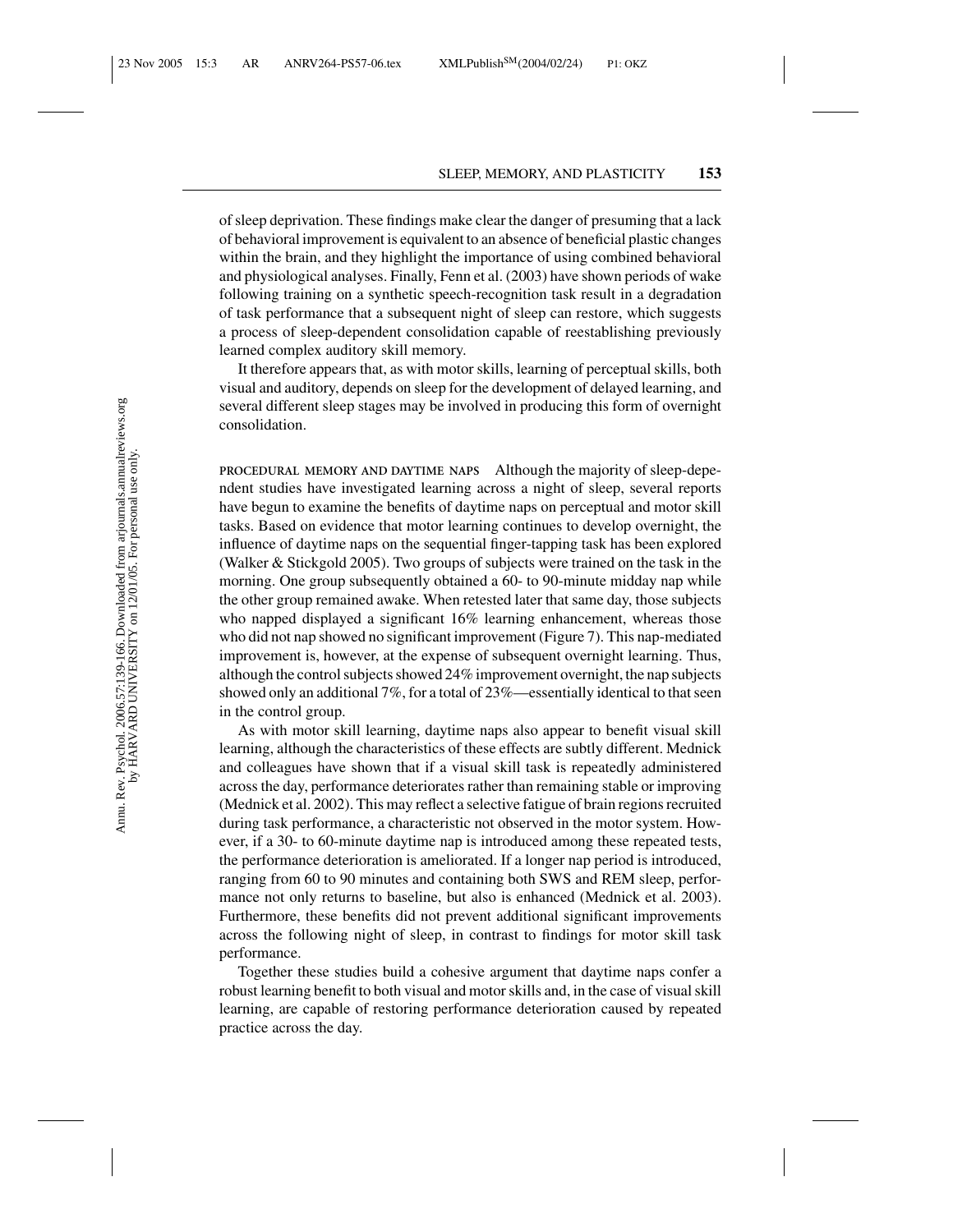of sleep deprivation. These findings make clear the danger of presuming that a lack of behavioral improvement is equivalent to an absence of beneficial plastic changes within the brain, and they highlight the importance of using combined behavioral and physiological analyses. Finally, Fenn et al. (2003) have shown periods of wake following training on a synthetic speech-recognition task result in a degradation of task performance that a subsequent night of sleep can restore, which suggests a process of sleep-dependent consolidation capable of reestablishing previously learned complex auditory skill memory.

It therefore appears that, as with motor skills, learning of perceptual skills, both visual and auditory, depends on sleep for the development of delayed learning, and several different sleep stages may be involved in producing this form of overnight consolidation.

**PROCEDURAL MEMORY AND DAYTIME NAPS** Although the majority of sleep-dependent studies have investigated learning across a night of sleep, several reports have begun to examine the benefits of daytime naps on perceptual and motor skill tasks. Based on evidence that motor learning continues to develop overnight, the influence of daytime naps on the sequential finger-tapping task has been explored (Walker & Stickgold 2005). Two groups of subjects were trained on the task in the morning. One group subsequently obtained a 60- to 90-minute midday nap while the other group remained awake. When retested later that same day, those subjects who napped displayed a significant 16% learning enhancement, whereas those who did not nap showed no significant improvement (Figure 7). This nap-mediated improvement is, however, at the expense of subsequent overnight learning. Thus, although the control subjects showed 24% improvement overnight, the nap subjects showed only an additional 7%, for a total of 23%—essentially identical to that seen in the control group.

As with motor skill learning, daytime naps also appear to benefit visual skill learning, although the characteristics of these effects are subtly different. Mednick and colleagues have shown that if a visual skill task is repeatedly administered across the day, performance deteriorates rather than remaining stable or improving (Mednick et al. 2002). This may reflect a selective fatigue of brain regions recruited during task performance, a characteristic not observed in the motor system. However, if a 30- to 60-minute daytime nap is introduced among these repeated tests, the performance deterioration is ameliorated. If a longer nap period is introduced, ranging from 60 to 90 minutes and containing both SWS and REM sleep, performance not only returns to baseline, but also is enhanced (Mednick et al. 2003). Furthermore, these benefits did not prevent additional significant improvements across the following night of sleep, in contrast to findings for motor skill task performance.

Together these studies build a cohesive argument that daytime naps confer a robust learning benefit to both visual and motor skills and, in the case of visual skill learning, are capable of restoring performance deterioration caused by repeated practice across the day.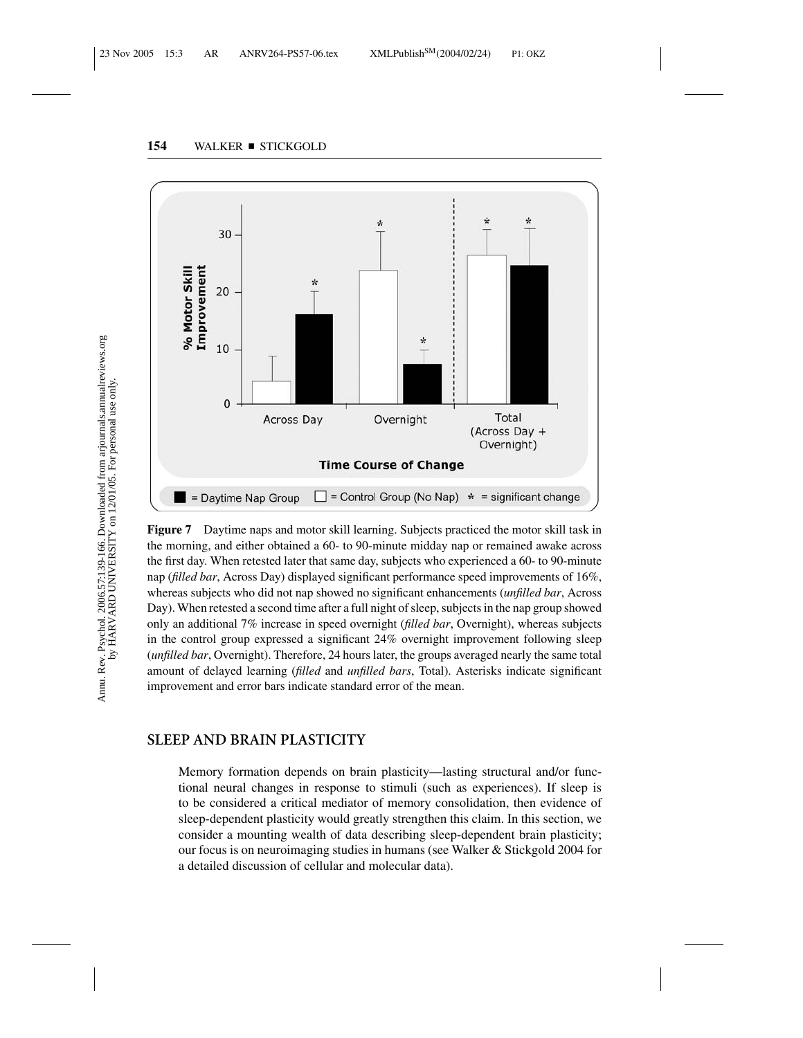**Figure 7** Daytime naps and motor skill learning. Subjects practiced the motor skill task in the morning, and either obtained a 60- to 90-minute midday nap or remained awake across the first day. When retested later that same day, subjects who experienced a 60- to 90-minute nap (*filled bar*, Across Day) displayed significant performance speed improvements of 16%, whereas subjects who did not nap showed no significant enhancements (*unfilled bar*, Across Day). When retested a second time after a full night of sleep, subjects in the nap group showed only an additional 7% increase in speed overnight (*filled bar*, Overnight), whereas subjects in the control group expressed a significant 24% overnight improvement following sleep (*unfilled bar*, Overnight). Therefore, 24 hours later, the groups averaged nearly the same total amount of delayed learning (*filled* and *unfilled bars*, Total). Asterisks indicate significant improvement and error bars indicate standard error of the mean.

## SLEEP AND BRAIN PLASTICITY

Memory formation depends on brain plasticity—lasting structural and/or functional neural changes in response to stimuli (such as experiences). If sleep is to be considered a critical mediator of memory consolidation, then evidence of sleep-dependent plasticity would greatly strengthen this claim. In this section, we consider a mounting wealth of data describing sleep-dependent brain plasticity; our focus is on neuroimaging studies in humans (see Walker & Stickgold 2004 for a detailed discussion of cellular and molecular data).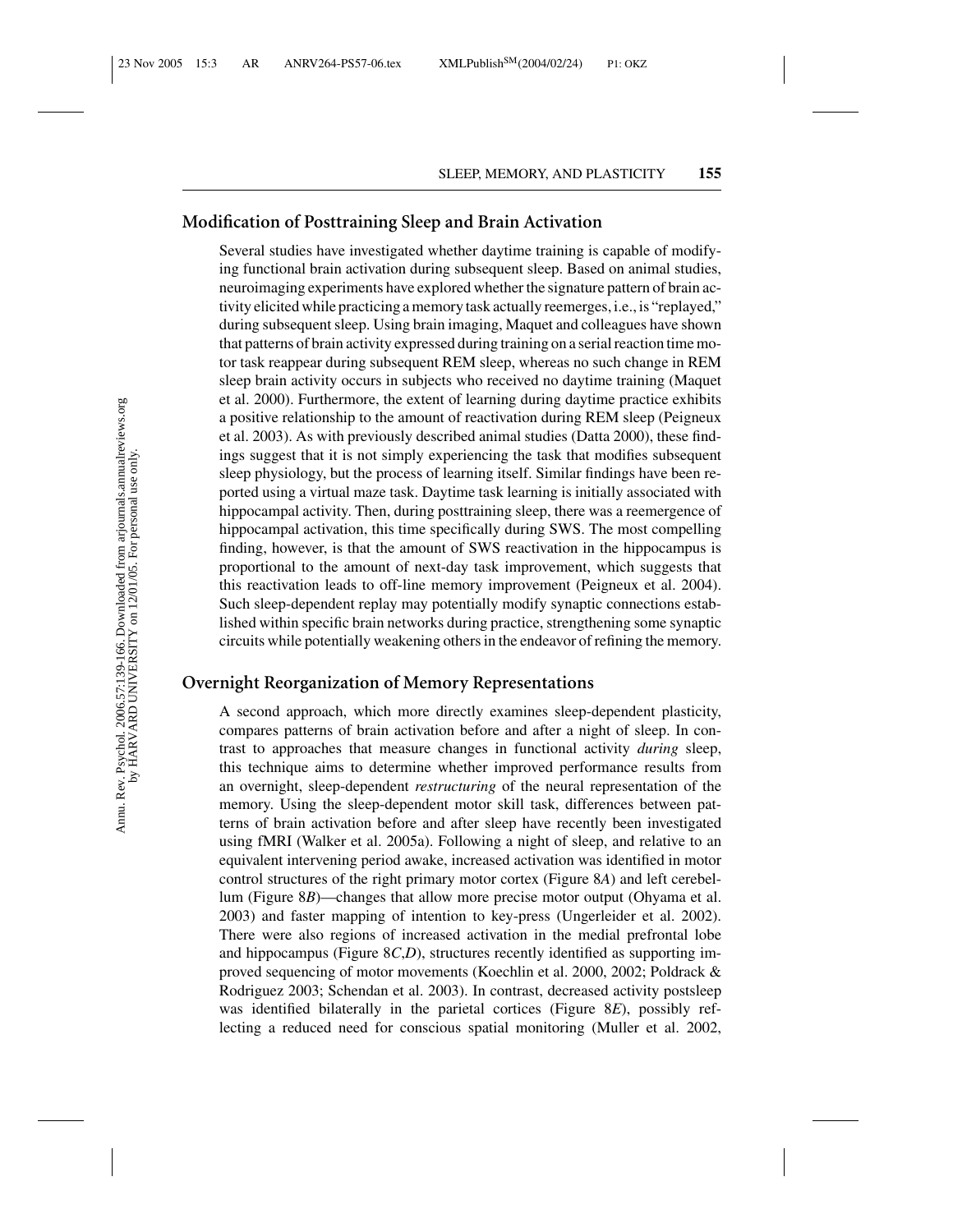## Modification of Posttraining Sleep and Brain Activation

Several studies have investigated whether daytime training is capable of modifying functional brain activation during subsequent sleep. Based on animal studies, neuroimaging experiments have explored whether the signature pattern of brain activity elicited while practicing a memory task actually reemerges, i.e., is "replayed," during subsequent sleep. Using brain imaging, Maquet and colleagues have shown that patterns of brain activity expressed during training on a serial reaction time motor task reappear during subsequent REM sleep, whereas no such change in REM sleep brain activity occurs in subjects who received no daytime training (Maquet et al. 2000). Furthermore, the extent of learning during daytime practice exhibits a positive relationship to the amount of reactivation during REM sleep (Peigneux et al. 2003). As with previously described animal studies (Datta 2000), these findings suggest that it is not simply experiencing the task that modifies subsequent sleep physiology, but the process of learning itself. Similar findings have been reported using a virtual maze task. Daytime task learning is initially associated with hippocampal activity. Then, during posttraining sleep, there was a reemergence of hippocampal activation, this time specifically during SWS. The most compelling finding, however, is that the amount of SWS reactivation in the hippocampus is proportional to the amount of next-day task improvement, which suggests that this reactivation leads to off-line memory improvement (Peigneux et al. 2004). Such sleep-dependent replay may potentially modify synaptic connections established within specific brain networks during practice, strengthening some synaptic circuits while potentially weakening others in the endeavor of refining the memory.

## Overnight Reorganization of Memory Representations

A second approach, which more directly examines sleep-dependent plasticity, compares patterns of brain activation before and after a night of sleep. In contrast to approaches that measure changes in functional activity *during* sleep, this technique aims to determine whether improved performance results from an overnight, sleep-dependent *restructuring* of the neural representation of the memory. Using the sleep-dependent motor skill task, differences between patterns of brain activation before and after sleep have recently been investigated using fMRI (Walker et al. 2005a). Following a night of sleep, and relative to an equivalent intervening period awake, increased activation was identified in motor control structures of the right primary motor cortex (Figure 8*A*) and left cerebellum (Figure 8*B*)—changes that allow more precise motor output (Ohyama et al. 2003) and faster mapping of intention to key-press (Ungerleider et al. 2002). There were also regions of increased activation in the medial prefrontal lobe and hippocampus (Figure 8*C*,*D*), structures recently identified as supporting improved sequencing of motor movements (Koechlin et al. 2000, 2002; Poldrack & Rodriguez 2003; Schendan et al. 2003). In contrast, decreased activity postsleep was identified bilaterally in the parietal cortices (Figure 8*E*), possibly reflecting a reduced need for conscious spatial monitoring (Muller et al. 2002,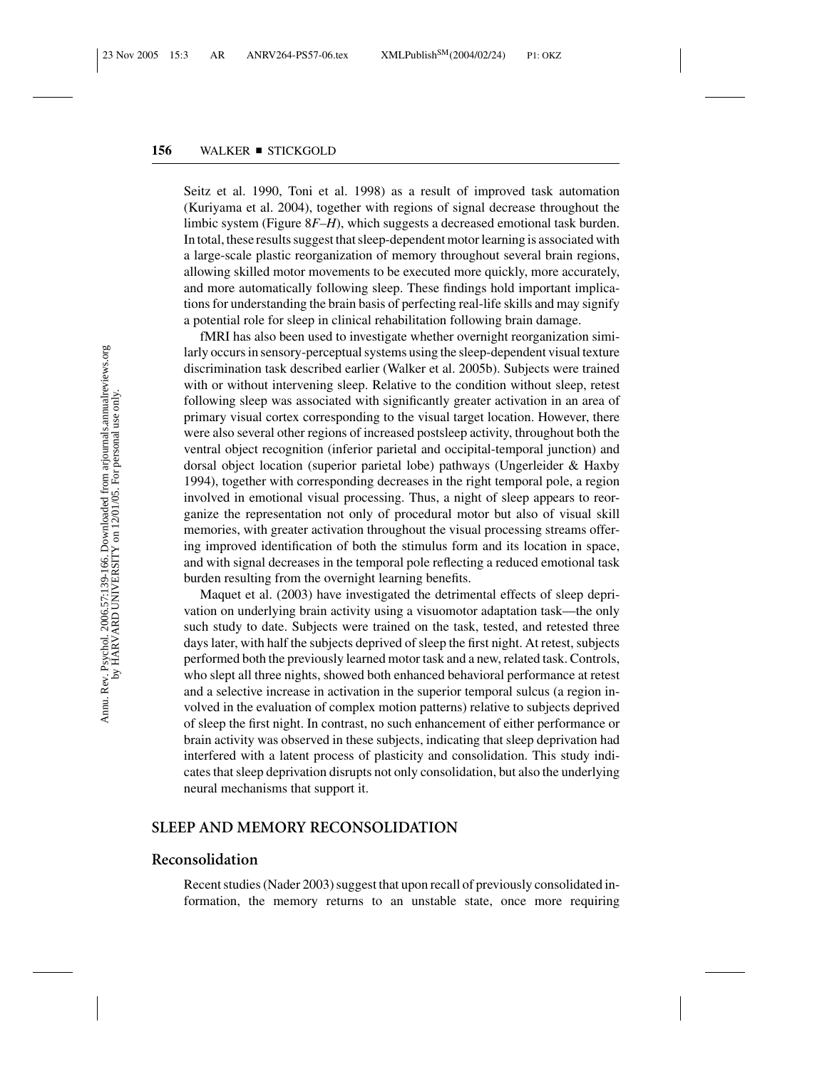Seitz et al. 1990, Toni et al. 1998) as a result of improved task automation (Kuriyama et al. 2004), together with regions of signal decrease throughout the limbic system (Figure 8*F*–*H*), which suggests a decreased emotional task burden. In total, these results suggest that sleep-dependent motor learning is associated with a large-scale plastic reorganization of memory throughout several brain regions, allowing skilled motor movements to be executed more quickly, more accurately, and more automatically following sleep. These findings hold important implications for understanding the brain basis of perfecting real-life skills and may signify a potential role for sleep in clinical rehabilitation following brain damage.

fMRI has also been used to investigate whether overnight reorganization similarly occurs in sensory-perceptual systems using the sleep-dependent visual texture discrimination task described earlier (Walker et al. 2005b). Subjects were trained with or without intervening sleep. Relative to the condition without sleep, retest following sleep was associated with significantly greater activation in an area of primary visual cortex corresponding to the visual target location. However, there were also several other regions of increased postsleep activity, throughout both the ventral object recognition (inferior parietal and occipital-temporal junction) and dorsal object location (superior parietal lobe) pathways (Ungerleider & Haxby 1994), together with corresponding decreases in the right temporal pole, a region involved in emotional visual processing. Thus, a night of sleep appears to reorganize the representation not only of procedural motor but also of visual skill memories, with greater activation throughout the visual processing streams offering improved identification of both the stimulus form and its location in space, and with signal decreases in the temporal pole reflecting a reduced emotional task burden resulting from the overnight learning benefits.

Maquet et al. (2003) have investigated the detrimental effects of sleep deprivation on underlying brain activity using a visuomotor adaptation task—the only such study to date. Subjects were trained on the task, tested, and retested three days later, with half the subjects deprived of sleep the first night. At retest, subjects performed both the previously learned motor task and a new, related task. Controls, who slept all three nights, showed both enhanced behavioral performance at retest and a selective increase in activation in the superior temporal sulcus (a region involved in the evaluation of complex motion patterns) relative to subjects deprived of sleep the first night. In contrast, no such enhancement of either performance or brain activity was observed in these subjects, indicating that sleep deprivation had interfered with a latent process of plasticity and consolidation. This study indicates that sleep deprivation disrupts not only consolidation, but also the underlying neural mechanisms that support it.

## SLEEP AND MEMORY RECONSOLIDATION

### Reconsolidation

Recent studies (Nader 2003) suggest that upon recall of previously consolidated information, the memory returns to an unstable state, once more requiring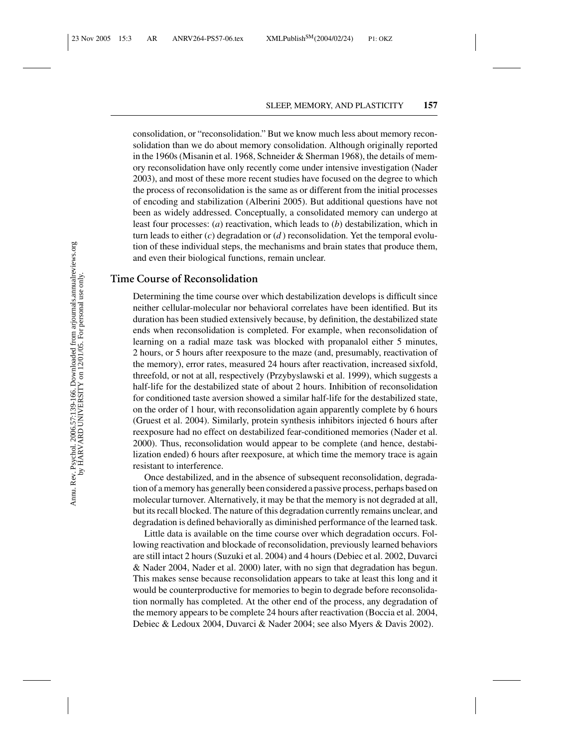consolidation, or "reconsolidation." But we know much less about memory reconsolidation than we do about memory consolidation. Although originally reported in the 1960s (Misanin et al. 1968, Schneider & Sherman 1968), the details of memory reconsolidation have only recently come under intensive investigation (Nader 2003), and most of these more recent studies have focused on the degree to which the process of reconsolidation is the same as or different from the initial processes of encoding and stabilization (Alberini 2005). But additional questions have not been as widely addressed. Conceptually, a consolidated memory can undergo at least four processes: (*a*) reactivation, which leads to (*b*) destabilization, which in turn leads to either (*c*) degradation or (*d*) reconsolidation. Yet the temporal evolution of these individual steps, the mechanisms and brain states that produce them, and even their biological functions, remain unclear.

## Time Course of Reconsolidation

Determining the time course over which destabilization develops is difficult since neither cellular-molecular nor behavioral correlates have been identified. But its duration has been studied extensively because, by definition, the destabilized state ends when reconsolidation is completed. For example, when reconsolidation of learning on a radial maze task was blocked with propanalol either 5 minutes, 2 hours, or 5 hours after reexposure to the maze (and, presumably, reactivation of the memory), error rates, measured 24 hours after reactivation, increased sixfold, threefold, or not at all, respectively (Przybyslawski et al. 1999), which suggests a half-life for the destabilized state of about 2 hours. Inhibition of reconsolidation for conditioned taste aversion showed a similar half-life for the destabilized state, on the order of 1 hour, with reconsolidation again apparently complete by 6 hours (Gruest et al. 2004). Similarly, protein synthesis inhibitors injected 6 hours after reexposure had no effect on destabilized fear-conditioned memories (Nader et al. 2000). Thus, reconsolidation would appear to be complete (and hence, destabilization ended) 6 hours after reexposure, at which time the memory trace is again resistant to interference.

Once destabilized, and in the absence of subsequent reconsolidation, degradation of a memory has generally been considered a passive process, perhaps based on molecular turnover. Alternatively, it may be that the memory is not degraded at all, but its recall blocked. The nature of this degradation currently remains unclear, and degradation is defined behaviorally as diminished performance of the learned task.

Little data is available on the time course over which degradation occurs. Following reactivation and blockade of reconsolidation, previously learned behaviors are still intact 2 hours (Suzuki et al. 2004) and 4 hours (Debiec et al. 2002, Duvarci & Nader 2004, Nader et al. 2000) later, with no sign that degradation has begun. This makes sense because reconsolidation appears to take at least this long and it would be counterproductive for memories to begin to degrade before reconsolidation normally has completed. At the other end of the process, any degradation of the memory appears to be complete 24 hours after reactivation (Boccia et al. 2004, Debiec & Ledoux 2004, Duvarci & Nader 2004; see also Myers & Davis 2002).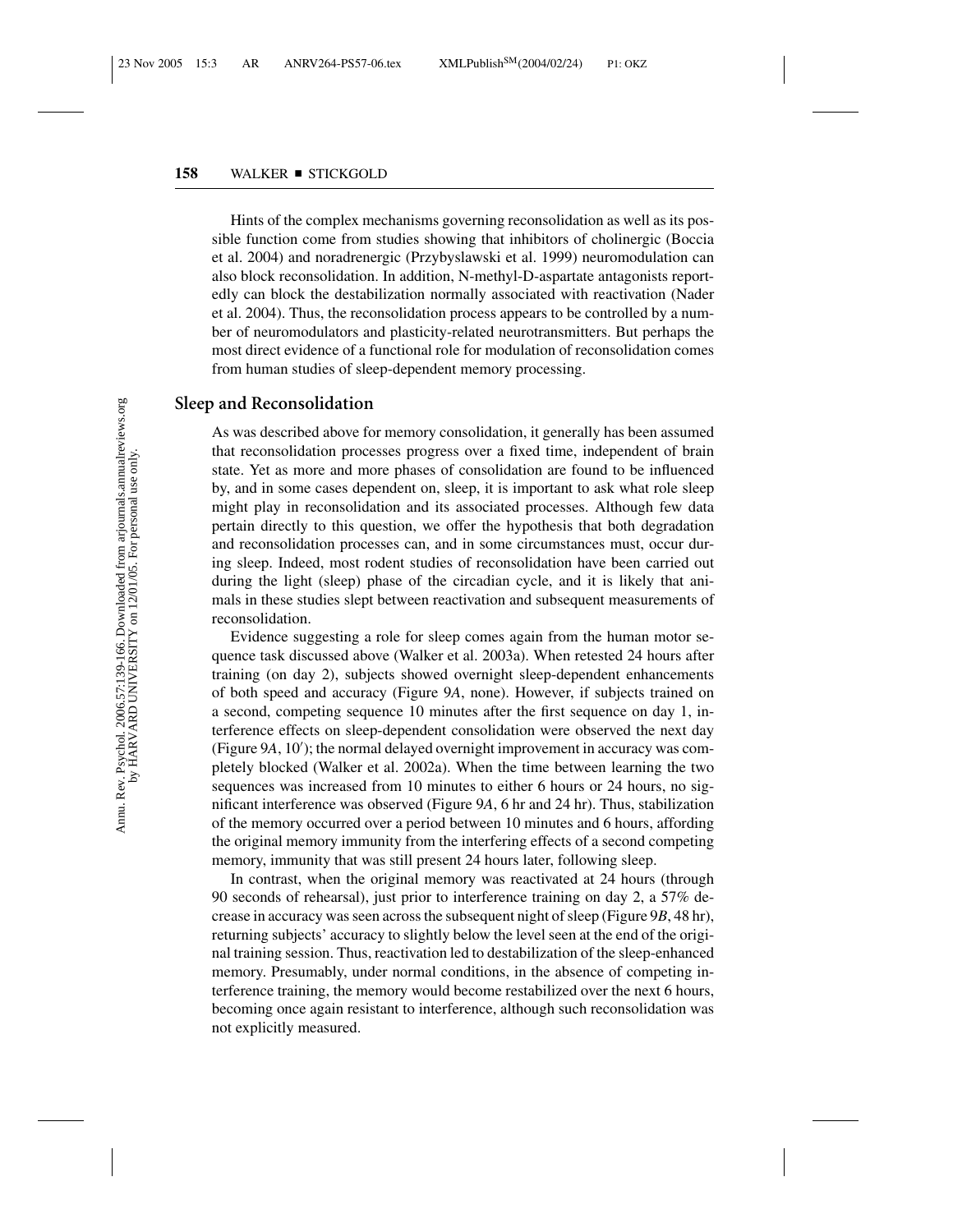Hints of the complex mechanisms governing reconsolidation as well as its possible function come from studies showing that inhibitors of cholinergic (Boccia et al. 2004) and noradrenergic (Przybyslawski et al. 1999) neuromodulation can also block reconsolidation. In addition, N-methyl-D-aspartate antagonists reportedly can block the destabilization normally associated with reactivation (Nader et al. 2004). Thus, the reconsolidation process appears to be controlled by a number of neuromodulators and plasticity-related neurotransmitters. But perhaps the most direct evidence of a functional role for modulation of reconsolidation comes from human studies of sleep-dependent memory processing.

## Sleep and Reconsolidation

As was described above for memory consolidation, it generally has been assumed that reconsolidation processes progress over a fixed time, independent of brain state. Yet as more and more phases of consolidation are found to be influenced by, and in some cases dependent on, sleep, it is important to ask what role sleep might play in reconsolidation and its associated processes. Although few data pertain directly to this question, we offer the hypothesis that both degradation and reconsolidation processes can, and in some circumstances must, occur during sleep. Indeed, most rodent studies of reconsolidation have been carried out during the light (sleep) phase of the circadian cycle, and it is likely that animals in these studies slept between reactivation and subsequent measurements of reconsolidation.

Evidence suggesting a role for sleep comes again from the human motor sequence task discussed above (Walker et al. 2003a). When retested 24 hours after training (on day 2), subjects showed overnight sleep-dependent enhancements of both speed and accuracy (Figure 9*A*, none). However, if subjects trained on a second, competing sequence 10 minutes after the first sequence on day 1, interference effects on sleep-dependent consolidation were observed the next day (Figure 9*A*, 10′); the normal delayed overnight improvement in accuracy was completely blocked (Walker et al. 2002a). When the time between learning the two sequences was increased from 10 minutes to either 6 hours or 24 hours, no significant interference was observed (Figure 9*A*, 6 hr and 24 hr). Thus, stabilization of the memory occurred over a period between 10 minutes and 6 hours, affording the original memory immunity from the interfering effects of a second competing memory, immunity that was still present 24 hours later, following sleep.

In contrast, when the original memory was reactivated at 24 hours (through 90 seconds of rehearsal), just prior to interference training on day 2, a 57% decrease in accuracy was seen across the subsequent night of sleep (Figure 9*B*, 48 hr), returning subjects' accuracy to slightly below the level seen at the end of the original training session. Thus, reactivation led to destabilization of the sleep-enhanced memory. Presumably, under normal conditions, in the absence of competing interference training, the memory would become restabilized over the next 6 hours, becoming once again resistant to interference, although such reconsolidation was not explicitly measured.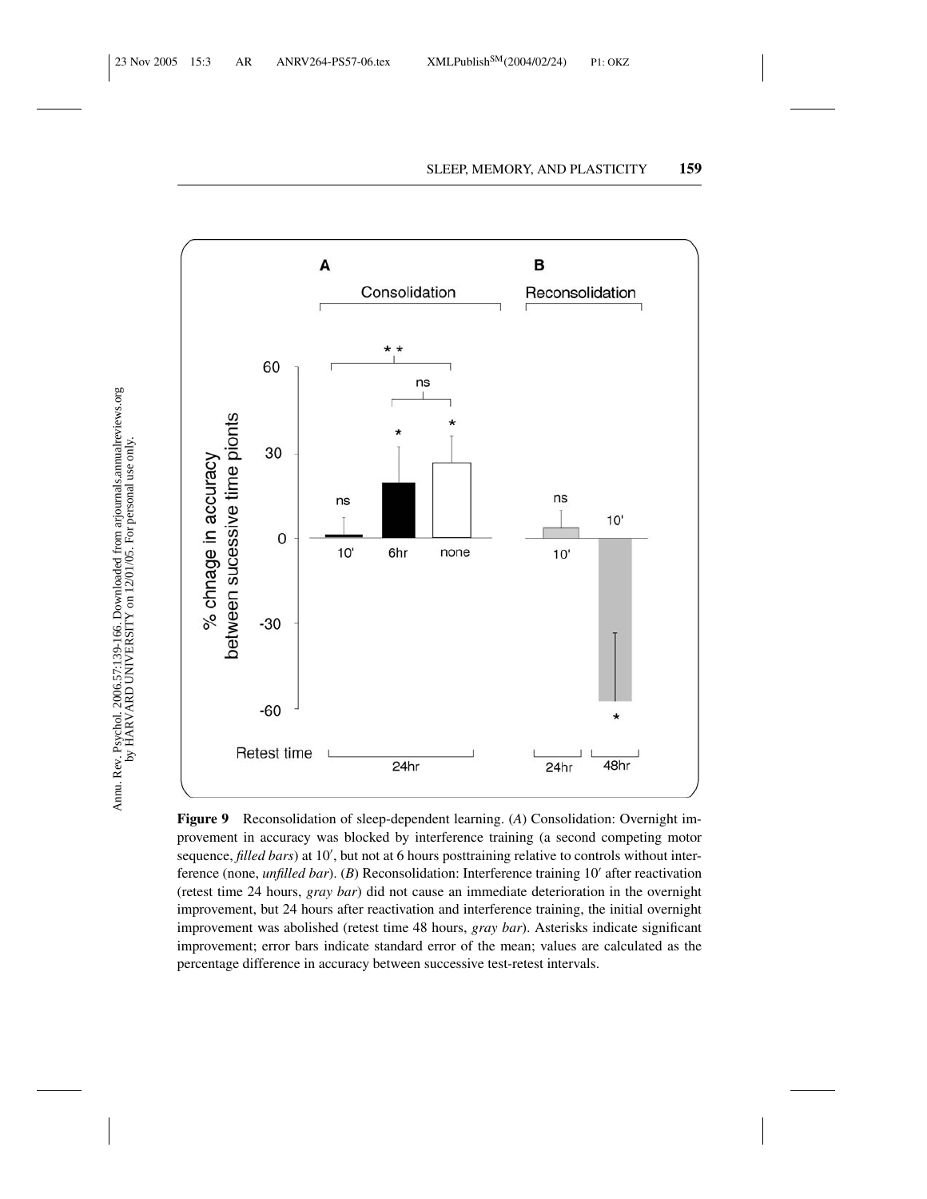**Figure 9** Reconsolidation of sleep-dependent learning. (*A*) Consolidation: Overnight improvement in accuracy was blocked by interference training (a second competing motor sequence, *filled bars*) at 10′, but not at 6 hours posttraining relative to controls without interference (none, *unfilled bar*). (*B*) Reconsolidation: Interference training 10′ after reactivation (retest time 24 hours, *gray bar*) did not cause an immediate deterioration in the overnight improvement, but 24 hours after reactivation and interference training, the initial overnight improvement was abolished (retest time 48 hours, *gray bar*). Asterisks indicate significant improvement; error bars indicate standard error of the mean; values are calculated as the percentage difference in accuracy between successive test-retest intervals.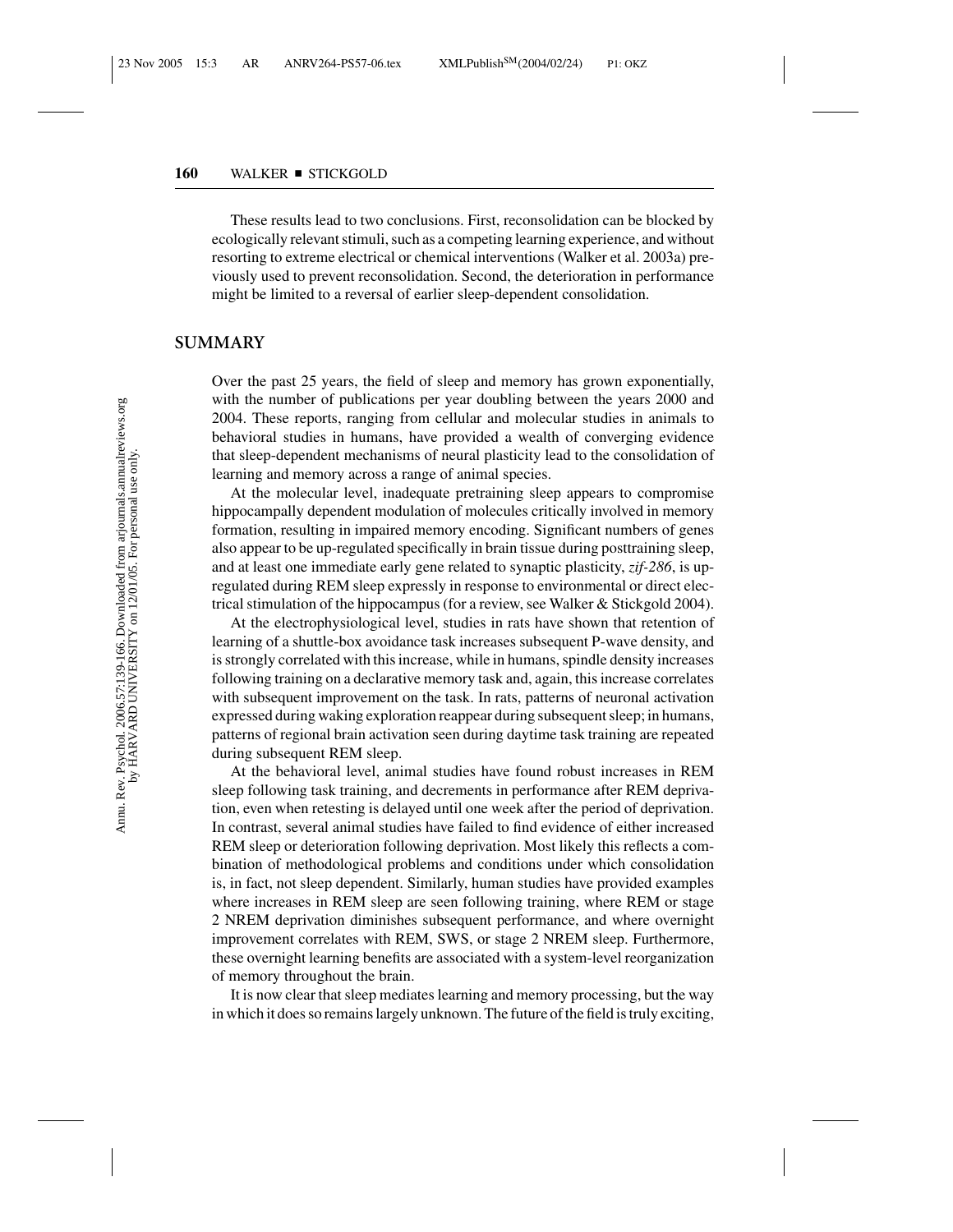These results lead to two conclusions. First, reconsolidation can be blocked by ecologically relevant stimuli, such as a competing learning experience, and without resorting to extreme electrical or chemical interventions (Walker et al. 2003a) previously used to prevent reconsolidation. Second, the deterioration in performance might be limited to a reversal of earlier sleep-dependent consolidation.

## SUMMARY

Over the past 25 years, the field of sleep and memory has grown exponentially, with the number of publications per year doubling between the years 2000 and 2004. These reports, ranging from cellular and molecular studies in animals to behavioral studies in humans, have provided a wealth of converging evidence that sleep-dependent mechanisms of neural plasticity lead to the consolidation of learning and memory across a range of animal species.

At the molecular level, inadequate pretraining sleep appears to compromise hippocampally dependent modulation of molecules critically involved in memory formation, resulting in impaired memory encoding. Significant numbers of genes also appear to be up-regulated specifically in brain tissue during posttraining sleep, and at least one immediate early gene related to synaptic plasticity, *zif-286*, is up-regulated during REM sleep expressly in response to environmental or direct electrical stimulation of the hippocampus (for a review, see Walker & Stickgold 2004).

At the electrophysiological level, studies in rats have shown that retention of learning of a shuttle-box avoidance task increases subsequent P-wave density, and is strongly correlated with this increase, while in humans, spindle density increases following training on a declarative memory task and, again, this increase correlates with subsequent improvement on the task. In rats, patterns of neuronal activation expressed during waking exploration reappear during subsequent sleep; in humans, patterns of regional brain activation seen during daytime task training are repeated during subsequent REM sleep.

At the behavioral level, animal studies have found robust increases in REM sleep following task training, and decrements in performance after REM deprivation, even when retesting is delayed until one week after the period of deprivation. In contrast, several animal studies have failed to find evidence of either increased REM sleep or deterioration following deprivation. Most likely this reflects a combination of methodological problems and conditions under which consolidation is, in fact, not sleep dependent. Similarly, human studies have provided examples where increases in REM sleep are seen following training, where REM or stage 2 NREM deprivation diminishes subsequent performance, and where overnight improvement correlates with REM, SWS, or stage 2 NREM sleep. Furthermore, these overnight learning benefits are associated with a system-level reorganization of memory throughout the brain.

It is now clear that sleep mediates learning and memory processing, but the way in which it does so remains largely unknown. The future of the field is truly exciting,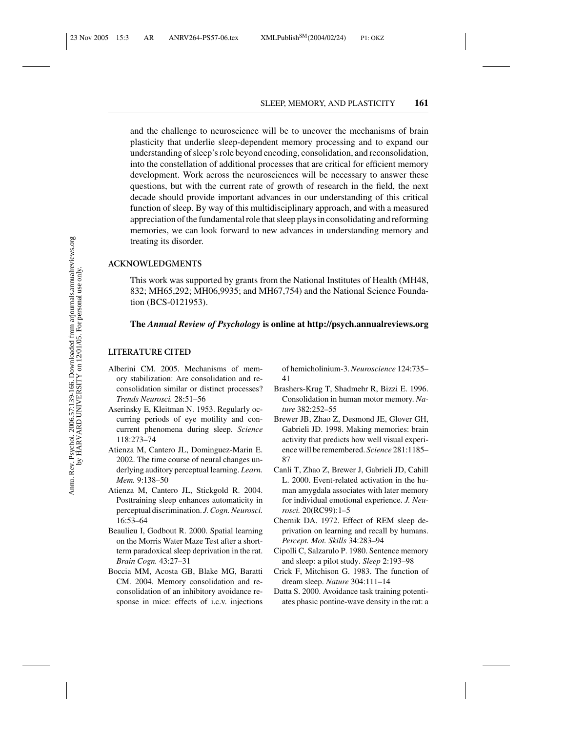and the challenge to neuroscience will be to uncover the mechanisms of brain plasticity that underlie sleep-dependent memory processing and to expand our understanding of sleep's role beyond encoding, consolidation, and reconsolidation, into the constellation of additional processes that are critical for efficient memory development. Work across the neurosciences will be necessary to answer these questions, but with the current rate of growth of research in the field, the next decade should provide important advances in our understanding of this critical function of sleep. By way of this multidisciplinary approach, and with a measured appreciation of the fundamental role that sleep plays in consolidating and reforming memories, we can look forward to new advances in understanding memory and treating its disorder.

## ACKNOWLEDGMENTS

This work was supported by grants from the National Institutes of Health (MH48, 832; MH65,292; MH06,9935; and MH67,754) and the National Science Foundation (BCS-0121953).

**The *Annual Review of Psychology* is online at http://psych.annualreviews.org**

## LITERATURE CITED

Alberini CM. 2005. Mechanisms of memory stabilization: Are consolidation and reconsolidation similar or distinct processes? *Trends Neurosci.* 28:51–56

Aserinsky E, Kleitman N. 1953. Regularly occurring periods of eye motility and concurrent phenomena during sleep. *Science* 118:273–74

Atienza M, Cantero JL, Dominguez-Marin E. 2002. The time course of neural changes underlying auditory perceptual learning. *Learn. Mem.* 9:138–50

Atienza M, Cantero JL, Stickgold R. 2004. Posttraining sleep enhances automaticity in perceptual discrimination. *J. Cogn. Neurosci.* 16:53–64

Beaulieu I, Godbout R. 2000. Spatial learning on the Morris Water Maze Test after a short-term paradoxical sleep deprivation in the rat. *Brain Cogn.* 43:27–31

Boccia MM, Acosta GB, Blake MG, Baratti CM. 2004. Memory consolidation and reconsolidation of an inhibitory avoidance response in mice: effects of i.c.v. injections of hemicholinium-3. *Neuroscience* 124:735–41

Brashers-Krug T, Shadmehr R, Bizzi E. 1996. Consolidation in human motor memory. *Nature* 382:252–55

Brewer JB, Zhao Z, Desmond JE, Glover GH, Gabrieli JD. 1998. Making memories: brain activity that predicts how well visual experience will be remembered. *Science* 281:1185–87

Canli T, Zhao Z, Brewer J, Gabrieli JD, Cahill L. 2000. Event-related activation in the human amygdala associates with later memory for individual emotional experience. *J. Neurosci.* 20(RC99):1–5

Chernik DA. 1972. Effect of REM sleep deprivation on learning and recall by humans. *Percept. Mot. Skills* 34:283–94

Cipolli C, Salzarulo P. 1980. Sentence memory and sleep: a pilot study. *Sleep* 2:193–98

Crick F, Mitchison G. 1983. The function of dream sleep. *Nature* 304:111–14

Datta S. 2000. Avoidance task training potentiates phasic pontine-wave density in the rat: a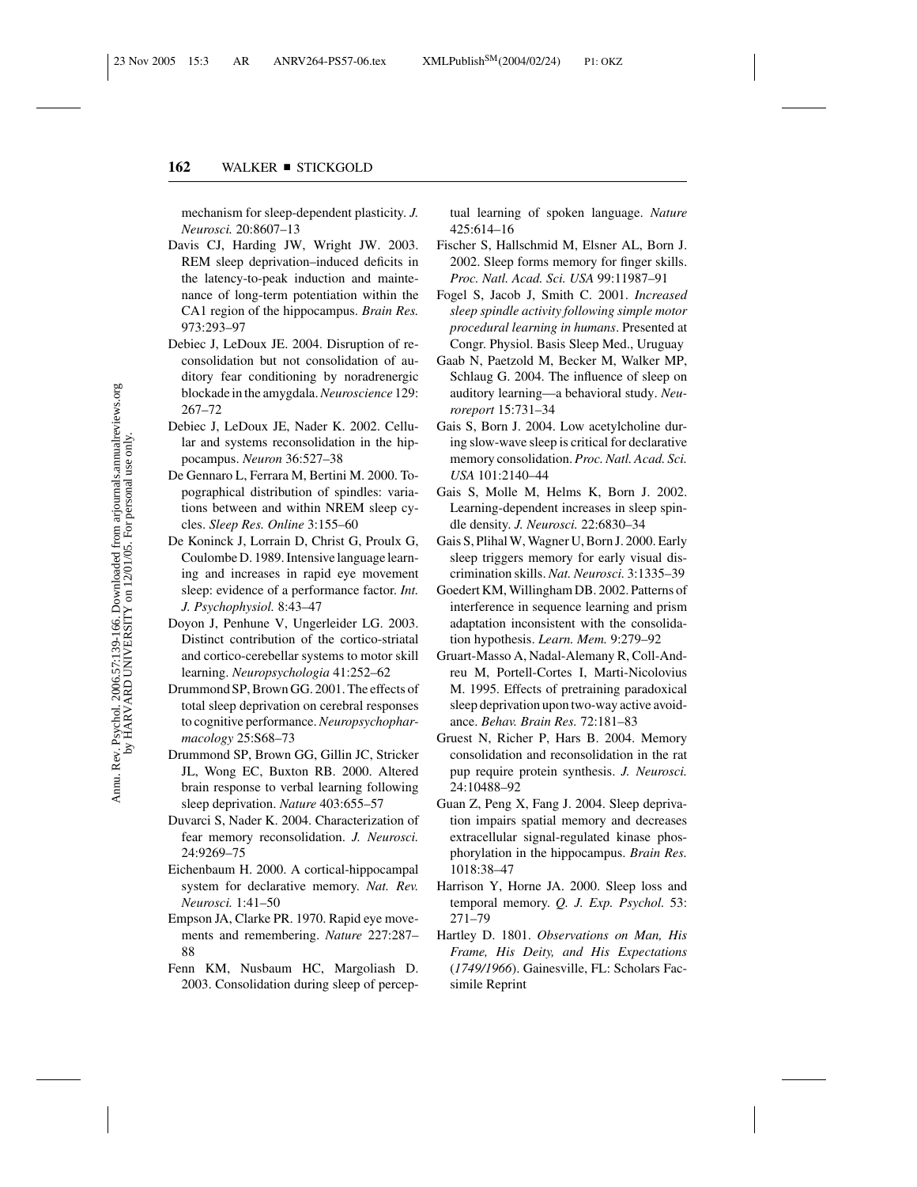mechanism for sleep-dependent plasticity. *J. Neurosci.* 20:8607–13

Davis CJ, Harding JW, Wright JW. 2003. REM sleep deprivation–induced deficits in the latency-to-peak induction and maintenance of long-term potentiation within the CA1 region of the hippocampus. *Brain Res.* 973:293–97

Debiec J, LeDoux JE. 2004. Disruption of reconsolidation but not consolidation of auditory fear conditioning by noradrenergic blockade in the amygdala. *Neuroscience* 129: 267–72

Debiec J, LeDoux JE, Nader K. 2002. Cellular and systems reconsolidation in the hippocampus. *Neuron* 36:527–38

De Gennaro L, Ferrara M, Bertini M. 2000. Topographical distribution of spindles: variations between and within NREM sleep cycles. *Sleep Res. Online* 3:155–60

De Koninck J, Lorrain D, Christ G, Proulx G, Coulombe D. 1989. Intensive language learning and increases in rapid eye movement sleep: evidence of a performance factor. *Int. J. Psychophysiol.* 8:43–47

Doyon J, Penhune V, Ungerleider LG. 2003. Distinct contribution of the cortico-striatal and cortico-cerebellar systems to motor skill learning. *Neuropsychologia* 41:252–62

Drummond SP, Brown GG. 2001. The effects of total sleep deprivation on cerebral responses to cognitive performance. *Neuropsychopharmacology* 25:S68–73

Drummond SP, Brown GG, Gillin JC, Stricker JL, Wong EC, Buxton RB. 2000. Altered brain response to verbal learning following sleep deprivation. *Nature* 403:655–57

Duvarci S, Nader K. 2004. Characterization of fear memory reconsolidation. *J. Neurosci.* 24:9269–75

Eichenbaum H. 2000. A cortical-hippocampal system for declarative memory. *Nat. Rev. Neurosci.* 1:41–50

Empson JA, Clarke PR. 1970. Rapid eye movements and remembering. *Nature* 227:287–88

Fenn KM, Nusbaum HC, Margoliash D. 2003. Consolidation during sleep of perceptual learning of spoken language. *Nature* 425:614–16

Fischer S, Hallschmid M, Elsner AL, Born J. 2002. Sleep forms memory for finger skills. *Proc. Natl. Acad. Sci. USA* 99:11987–91

Fogel S, Jacob J, Smith C. 2001. *Increased sleep spindle activity following simple motor procedural learning in humans*. Presented at Congr. Physiol. Basis Sleep Med., Uruguay

Gaab N, Paetzold M, Becker M, Walker MP, Schlaug G. 2004. The influence of sleep on auditory learning—a behavioral study. *Neuroreport* 15:731–34

Gais S, Born J. 2004. Low acetylcholine during slow-wave sleep is critical for declarative memory consolidation. *Proc. Natl. Acad. Sci. USA* 101:2140–44

Gais S, Molle M, Helms K, Born J. 2002. Learning-dependent increases in sleep spindle density. *J. Neurosci.* 22:6830–34

Gais S, Plihal W, Wagner U, Born J. 2000. Early sleep triggers memory for early visual discrimination skills. *Nat. Neurosci.* 3:1335–39

Goedert KM, Willingham DB. 2002. Patterns of interference in sequence learning and prism adaptation inconsistent with the consolidation hypothesis. *Learn. Mem.* 9:279–92

Gruart-Masso A, Nadal-Alemany R, Coll-Andreu M, Portell-Cortes I, Marti-Nicolovius M. 1995. Effects of pretraining paradoxical sleep deprivation upon two-way active avoidance. *Behav. Brain Res.* 72:181–83

Gruest N, Richer P, Hars B. 2004. Memory consolidation and reconsolidation in the rat pup require protein synthesis. *J. Neurosci.* 24:10488–92

Guan Z, Peng X, Fang J. 2004. Sleep deprivation impairs spatial memory and decreases extracellular signal-regulated kinase phosphorylation in the hippocampus. *Brain Res.* 1018:38–47

Harrison Y, Horne JA. 2000. Sleep loss and temporal memory. *Q. J. Exp. Psychol.* 53: 271–79

Hartley D. 1801. *Observations on Man, His Frame, His Deity, and His Expectations* (*1749/1966*). Gainesville, FL: Scholars Facsimile Reprint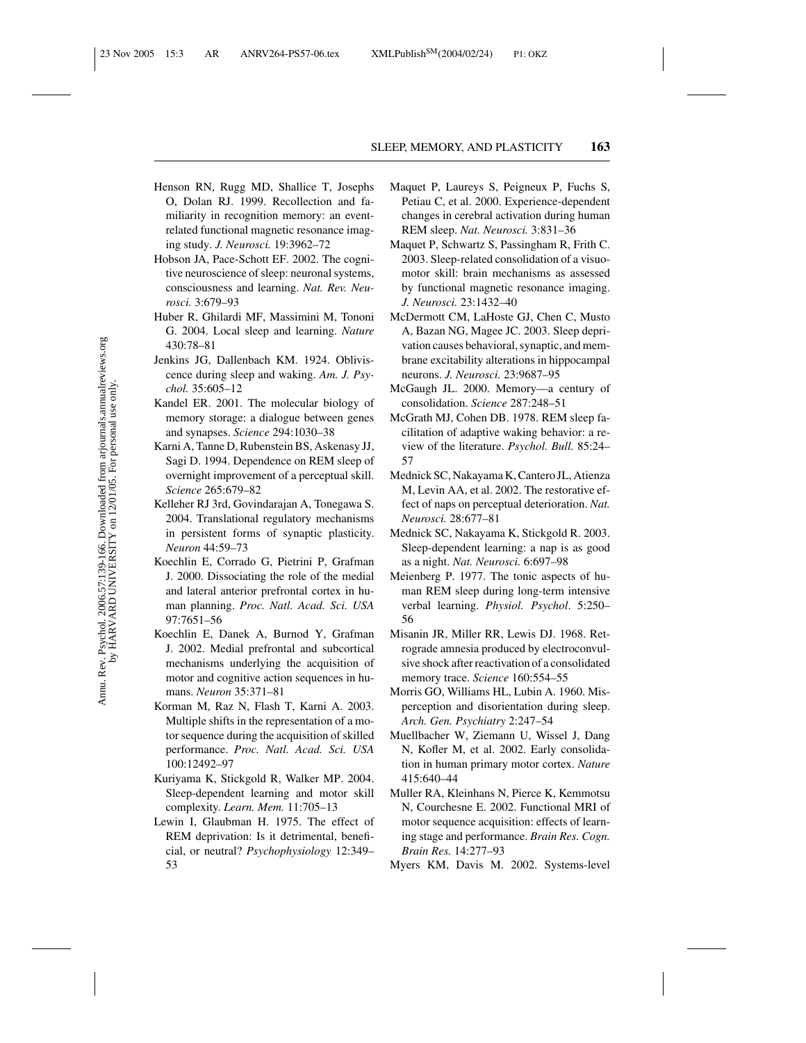Henson RN, Rugg MD, Shallice T, Josephs O, Dolan RJ. 1999. Recollection and familiarity in recognition memory: an event-related functional magnetic resonance imaging study. *J. Neurosci.* 19:3962–72

Hobson JA, Pace-Schott EF. 2002. The cognitive neuroscience of sleep: neuronal systems, consciousness and learning. *Nat. Rev. Neurosci.* 3:679–93

Huber R, Ghilardi MF, Massimini M, Tononi G. 2004. Local sleep and learning. *Nature* 430:78–81

Jenkins JG, Dallenbach KM. 1924. Obliviscence during sleep and waking. *Am. J. Psychol.* 35:605–12

Kandel ER. 2001. The molecular biology of memory storage: a dialogue between genes and synapses. *Science* 294:1030–38

Karni A, Tanne D, Rubenstein BS, Askenasy JJ, Sagi D. 1994. Dependence on REM sleep of overnight improvement of a perceptual skill. *Science* 265:679–82

Kelleher RJ 3rd, Govindarajan A, Tonegawa S. 2004. Translational regulatory mechanisms in persistent forms of synaptic plasticity. *Neuron* 44:59–73

Koechlin E, Corrado G, Pietrini P, Grafman J. 2000. Dissociating the role of the medial and lateral anterior prefrontal cortex in human planning. *Proc. Natl. Acad. Sci. USA* 97:7651–56

Koechlin E, Danek A, Burnod Y, Grafman J. 2002. Medial prefrontal and subcortical mechanisms underlying the acquisition of motor and cognitive action sequences in humans. *Neuron* 35:371–81

Korman M, Raz N, Flash T, Karni A. 2003. Multiple shifts in the representation of a motor sequence during the acquisition of skilled performance. *Proc. Natl. Acad. Sci. USA* 100:12492–97

Kuriyama K, Stickgold R, Walker MP. 2004. Sleep-dependent learning and motor skill complexity. *Learn. Mem.* 11:705–13

Lewin I, Glaubman H. 1975. The effect of REM deprivation: Is it detrimental, beneficial, or neutral? *Psychophysiology* 12:349–53

Maquet P, Laureys S, Peigneux P, Fuchs S, Petiau C, et al. 2000. Experience-dependent changes in cerebral activation during human REM sleep. *Nat. Neurosci.* 3:831–36

Maquet P, Schwartz S, Passingham R, Frith C. 2003. Sleep-related consolidation of a visuomotor skill: brain mechanisms as assessed by functional magnetic resonance imaging. *J. Neurosci.* 23:1432–40

McDermott CM, LaHoste GJ, Chen C, Musto A, Bazan NG, Magee JC. 2003. Sleep deprivation causes behavioral, synaptic, and membrane excitability alterations in hippocampal neurons. *J. Neurosci.* 23:9687–95

McGaugh JL. 2000. Memory—a century of consolidation. *Science* 287:248–51

McGrath MJ, Cohen DB. 1978. REM sleep facilitation of adaptive waking behavior: a review of the literature. *Psychol. Bull.* 85:24–57

Mednick SC, Nakayama K, Cantero JL, Atienza M, Levin AA, et al. 2002. The restorative effect of naps on perceptual deterioration. *Nat. Neurosci.* 28:677–81

Mednick SC, Nakayama K, Stickgold R. 2003. Sleep-dependent learning: a nap is as good as a night. *Nat. Neurosci.* 6:697–98

Meienberg P. 1977. The tonic aspects of human REM sleep during long-term intensive verbal learning. *Physiol. Psychol*. 5:250–56

Misanin JR, Miller RR, Lewis DJ. 1968. Retrograde amnesia produced by electroconvulsive shock after reactivation of a consolidated memory trace. *Science* 160:554–55

Morris GO, Williams HL, Lubin A. 1960. Misperception and disorientation during sleep. *Arch. Gen. Psychiatry* 2:247–54

Muellbacher W, Ziemann U, Wissel J, Dang N, Kofler M, et al. 2002. Early consolidation in human primary motor cortex. *Nature* 415:640–44

Muller RA, Kleinhans N, Pierce K, Kemmotsu N, Courchesne E. 2002. Functional MRI of motor sequence acquisition: effects of learning stage and performance. *Brain Res. Cogn. Brain Res.* 14:277–93

Myers KM, Davis M. 2002. Systems-level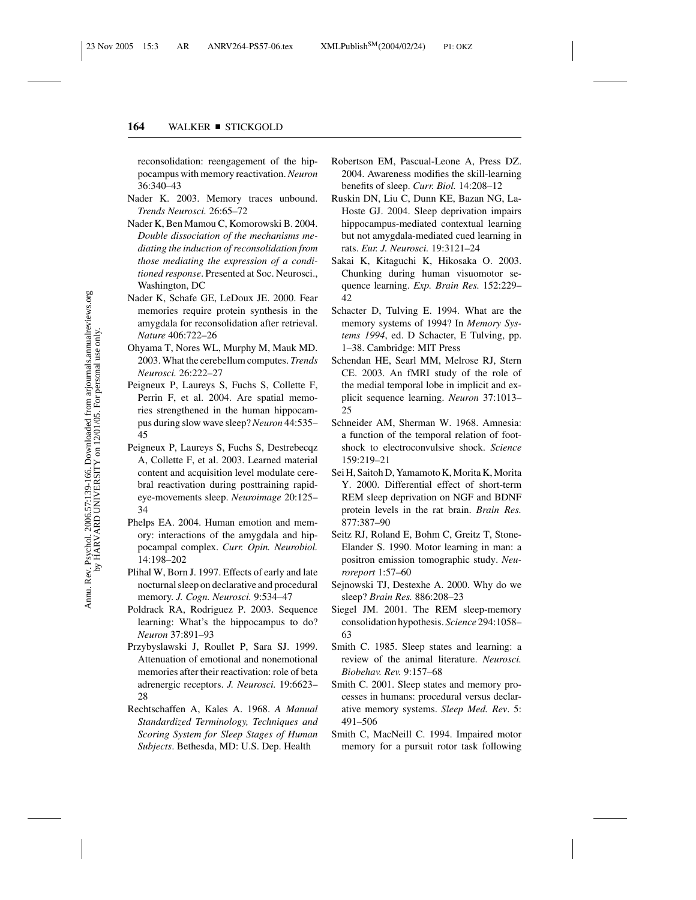reconsolidation: reengagement of the hippocampus with memory reactivation. *Neuron* 36:340–43

Nader K. 2003. Memory traces unbound. *Trends Neurosci.* 26:65–72

Nader K, Ben Mamou C, Komorowski B. 2004. *Double dissociation of the mechanisms mediating the induction of reconsolidation from those mediating the expression of a conditioned response*. Presented at Soc. Neurosci., Washington, DC

Nader K, Schafe GE, LeDoux JE. 2000. Fear memories require protein synthesis in the amygdala for reconsolidation after retrieval. *Nature* 406:722–26

Ohyama T, Nores WL, Murphy M, Mauk MD. 2003. What the cerebellum computes. *Trends Neurosci.* 26:222–27

Peigneux P, Laureys S, Fuchs S, Collette F, Perrin F, et al. 2004. Are spatial memories strengthened in the human hippocampus during slow wave sleep? *Neuron* 44:535–45

Peigneux P, Laureys S, Fuchs S, Destrebecqz A, Collette F, et al. 2003. Learned material content and acquisition level modulate cerebral reactivation during posttraining rapid-eye-movements sleep. *Neuroimage* 20:125–34

Phelps EA. 2004. Human emotion and memory: interactions of the amygdala and hippocampal complex. *Curr. Opin. Neurobiol.* 14:198–202

Plihal W, Born J. 1997. Effects of early and late nocturnal sleep on declarative and procedural memory. *J. Cogn. Neurosci.* 9:534–47

Poldrack RA, Rodriguez P. 2003. Sequence learning: What's the hippocampus to do? *Neuron* 37:891–93

Przybyslawski J, Roullet P, Sara SJ. 1999. Attenuation of emotional and nonemotional memories after their reactivation: role of beta adrenergic receptors. *J. Neurosci.* 19:6623–28

Rechtschaffen A, Kales A. 1968. *A Manual Standardized Terminology, Techniques and Scoring System for Sleep Stages of Human Subjects*. Bethesda, MD: U.S. Dep. Health

Robertson EM, Pascual-Leone A, Press DZ. 2004. Awareness modifies the skill-learning benefits of sleep. *Curr. Biol.* 14:208–12

Ruskin DN, Liu C, Dunn KE, Bazan NG, LaHoste GJ. 2004. Sleep deprivation impairs hippocampus-mediated contextual learning but not amygdala-mediated cued learning in rats. *Eur. J. Neurosci.* 19:3121–24

Sakai K, Kitaguchi K, Hikosaka O. 2003. Chunking during human visuomotor sequence learning. *Exp. Brain Res.* 152:229–42

Schacter D, Tulving E. 1994. What are the memory systems of 1994? In *Memory Systems 1994*, ed. D Schacter, E Tulving, pp. 1–38. Cambridge: MIT Press

Schendan HE, Searl MM, Melrose RJ, Stern CE. 2003. An fMRI study of the role of the medial temporal lobe in implicit and explicit sequence learning. *Neuron* 37:1013–25

Schneider AM, Sherman W. 1968. Amnesia: a function of the temporal relation of footshock to electroconvulsive shock. *Science* 159:219–21

Sei H, Saitoh D, Yamamoto K, Morita K, Morita Y. 2000. Differential effect of short-term REM sleep deprivation on NGF and BDNF protein levels in the rat brain. *Brain Res.* 877:387–90

Seitz RJ, Roland E, Bohm C, Greitz T, Stone-Elander S. 1990. Motor learning in man: a positron emission tomographic study. *Neuroreport* 1:57–60

Sejnowski TJ, Destexhe A. 2000. Why do we sleep? *Brain Res.* 886:208–23

Siegel JM. 2001. The REM sleep-memory consolidation hypothesis. *Science* 294:1058–63

Smith C. 1985. Sleep states and learning: a review of the animal literature. *Neurosci. Biobehav. Rev.* 9:157–68

Smith C. 2001. Sleep states and memory processes in humans: procedural versus declarative memory systems. *Sleep Med. Rev*. 5: 491–506

Smith C, MacNeill C. 1994. Impaired motor memory for a pursuit rotor task following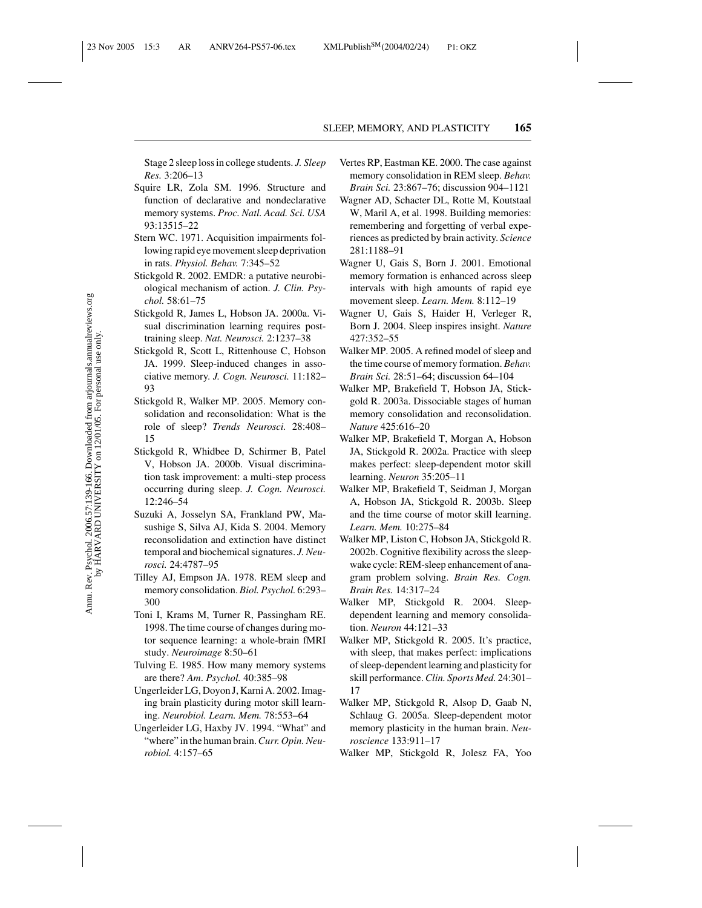Stage 2 sleep loss in college students. *J. Sleep Res.* 3:206–13

Squire LR, Zola SM. 1996. Structure and function of declarative and nondeclarative memory systems. *Proc. Natl. Acad. Sci. USA* 93:13515–22

Stern WC. 1971. Acquisition impairments following rapid eye movement sleep deprivation in rats. *Physiol. Behav.* 7:345–52

Stickgold R. 2002. EMDR: a putative neurobiological mechanism of action. *J. Clin. Psychol.* 58:61–75

Stickgold R, James L, Hobson JA. 2000a. Visual discrimination learning requires post-training sleep. *Nat. Neurosci.* 2:1237–38

Stickgold R, Scott L, Rittenhouse C, Hobson JA. 1999. Sleep-induced changes in associative memory. *J. Cogn. Neurosci.* 11:182–93

Stickgold R, Walker MP. 2005. Memory consolidation and reconsolidation: What is the role of sleep? *Trends Neurosci.* 28:408–15

Stickgold R, Whidbee D, Schirmer B, Patel V, Hobson JA. 2000b. Visual discrimination task improvement: a multi-step process occurring during sleep. *J. Cogn. Neurosci.* 12:246–54

Suzuki A, Josselyn SA, Frankland PW, Masushige S, Silva AJ, Kida S. 2004. Memory reconsolidation and extinction have distinct temporal and biochemical signatures. *J. Neurosci.* 24:4787–95

Tilley AJ, Empson JA. 1978. REM sleep and memory consolidation. *Biol. Psychol.* 6:293–300

Toni I, Krams M, Turner R, Passingham RE. 1998. The time course of changes during motor sequence learning: a whole-brain fMRI study. *Neuroimage* 8:50–61

Tulving E. 1985. How many memory systems are there? *Am. Psychol.* 40:385–98

Ungerleider LG, Doyon J, Karni A. 2002. Imaging brain plasticity during motor skill learning. *Neurobiol. Learn. Mem.* 78:553–64

Ungerleider LG, Haxby JV. 1994. "What" and "where" in the human brain. *Curr. Opin. Neurobiol.* 4:157–65

Vertes RP, Eastman KE. 2000. The case against memory consolidation in REM sleep. *Behav. Brain Sci.* 23:867–76; discussion 904–1121

Wagner AD, Schacter DL, Rotte M, Koutstaal W, Maril A, et al. 1998. Building memories: remembering and forgetting of verbal experiences as predicted by brain activity. *Science* 281:1188–91

Wagner U, Gais S, Born J. 2001. Emotional memory formation is enhanced across sleep intervals with high amounts of rapid eye movement sleep. *Learn. Mem.* 8:112–19

Wagner U, Gais S, Haider H, Verleger R, Born J. 2004. Sleep inspires insight. *Nature* 427:352–55

Walker MP. 2005. A refined model of sleep and the time course of memory formation. *Behav. Brain Sci.* 28:51–64; discussion 64–104

Walker MP, Brakefield T, Hobson JA, Stickgold R. 2003a. Dissociable stages of human memory consolidation and reconsolidation. *Nature* 425:616–20

Walker MP, Brakefield T, Morgan A, Hobson JA, Stickgold R. 2002a. Practice with sleep makes perfect: sleep-dependent motor skill learning. *Neuron* 35:205–11

Walker MP, Brakefield T, Seidman J, Morgan A, Hobson JA, Stickgold R. 2003b. Sleep and the time course of motor skill learning. *Learn. Mem.* 10:275–84

Walker MP, Liston C, Hobson JA, Stickgold R. 2002b. Cognitive flexibility across the sleep-wake cycle: REM-sleep enhancement of anagram problem solving. *Brain Res. Cogn. Brain Res.* 14:317–24

Walker MP, Stickgold R. 2004. Sleep-dependent learning and memory consolidation. *Neuron* 44:121–33

Walker MP, Stickgold R. 2005. It's practice, with sleep, that makes perfect: implications of sleep-dependent learning and plasticity for skill performance. *Clin. Sports Med.* 24:301–17

Walker MP, Stickgold R, Alsop D, Gaab N, Schlaug G. 2005a. Sleep-dependent motor memory plasticity in the human brain. *Neuroscience* 133:911–17

Walker MP, Stickgold R, Jolesz FA, Yoo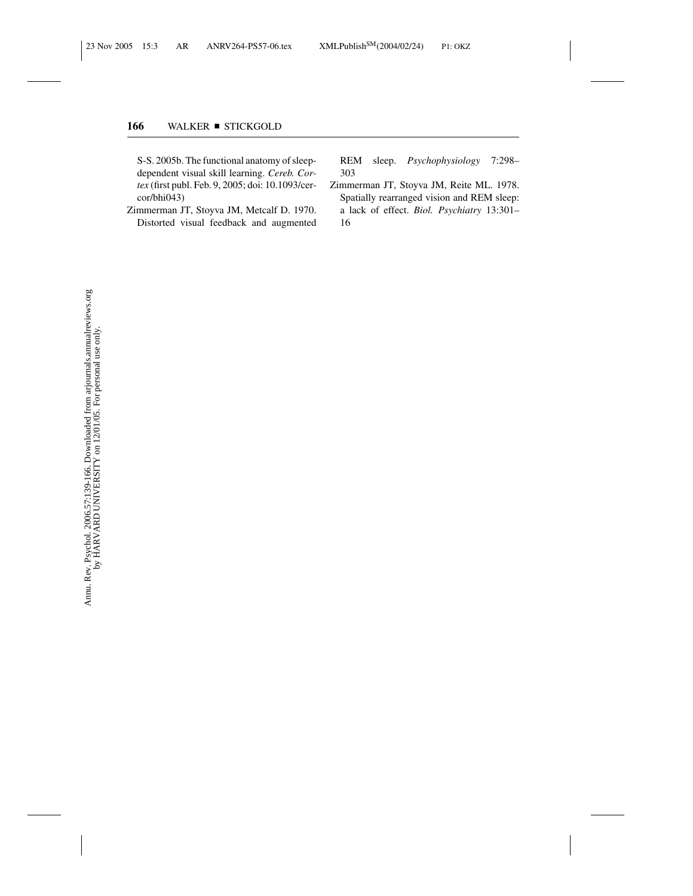S-S. 2005b. The functional anatomy of sleep-dependent visual skill learning. *Cereb. Cortex* (first publ. Feb. 9, 2005; doi: 10.1093/cercor/bhi043)

Zimmerman JT, Stoyva JM, Metcalf D. 1970. Distorted visual feedback and augmented REM sleep. *Psychophysiology* 7:298–303

Zimmerman JT, Stoyva JM, Reite ML. 1978. Spatially rearranged vision and REM sleep: a lack of effect. *Biol. Psychiatry* 13:301–16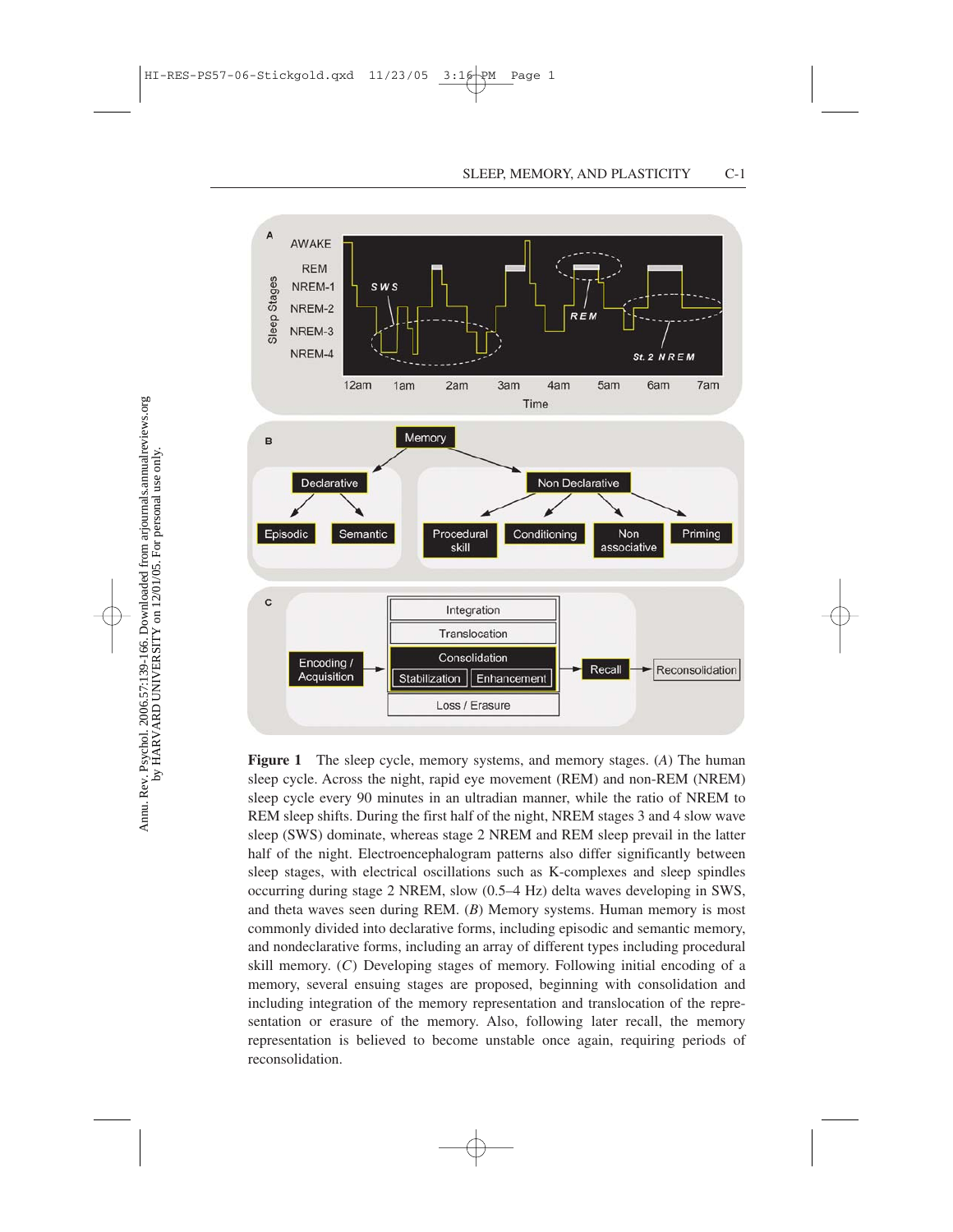**Figure 1** The sleep cycle, memory systems, and memory stages. (*A*) The human sleep cycle. Across the night, rapid eye movement (REM) and non-REM (NREM) sleep cycle every 90 minutes in an ultradian manner, while the ratio of NREM to REM sleep shifts. During the first half of the night, NREM stages 3 and 4 slow wave sleep (SWS) dominate, whereas stage 2 NREM and REM sleep prevail in the latter half of the night. Electroencephalogram patterns also differ significantly between sleep stages, with electrical oscillations such as K-complexes and sleep spindles occurring during stage 2 NREM, slow (0.5–4 Hz) delta waves developing in SWS, and theta waves seen during REM. (*B*) Memory systems. Human memory is most commonly divided into declarative forms, including episodic and semantic memory, and nondeclarative forms, including an array of different types including procedural skill memory. (*C*) Developing stages of memory. Following initial encoding of a memory, several ensuing stages are proposed, beginning with consolidation and including integration of the memory representation and translocation of the representation or erasure of the memory. Also, following later recall, the memory representation is believed to become unstable once again, requiring periods of reconsolidation.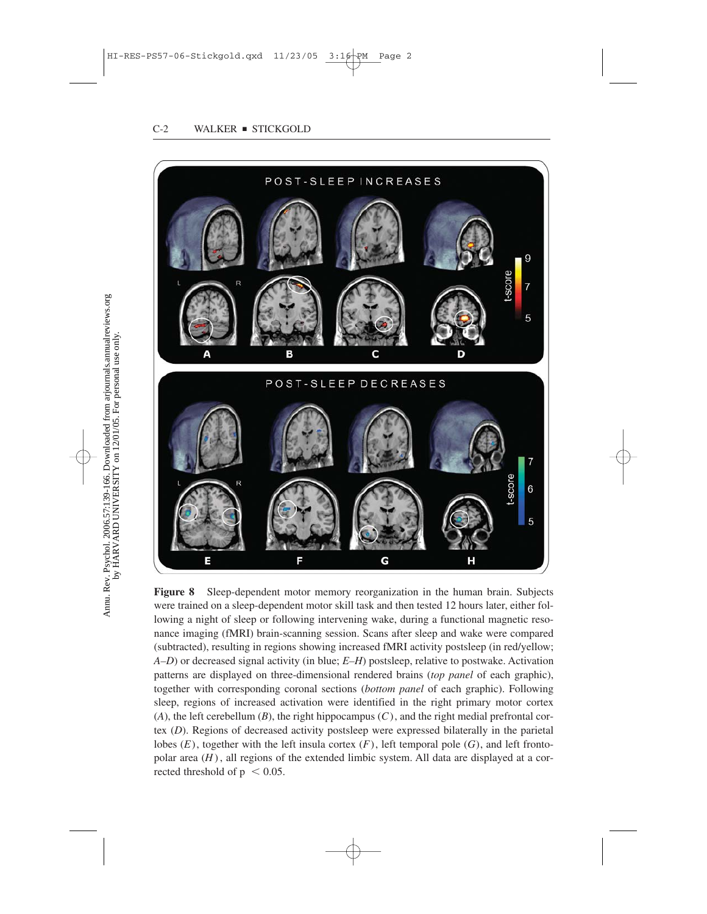**Figure 8** Sleep-dependent motor memory reorganization in the human brain. Subjects were trained on a sleep-dependent motor skill task and then tested 12 hours later, either following a night of sleep or following intervening wake, during a functional magnetic resonance imaging (fMRI) brain-scanning session. Scans after sleep and wake were compared (subtracted), resulting in regions showing increased fMRI activity postsleep (in red/yellow; *A–D*) or decreased signal activity (in blue; *E–H*) postsleep, relative to postwake. Activation patterns are displayed on three-dimensional rendered brains (*top panel* of each graphic), together with corresponding coronal sections (*bottom panel* of each graphic). Following sleep, regions of increased activation were identified in the right primary motor cortex (*A*), the left cerebellum (*B*), the right hippocampus (*C*), and the right medial prefrontal cortex (*D*). Regions of decreased activity postsleep were expressed bilaterally in the parietal lobes (*E*), together with the left insula cortex (*F*), left temporal pole (*G*), and left frontopolar area (*H*), all regions of the extended limbic system. All data are displayed at a corrected threshold of $p < 0.05$.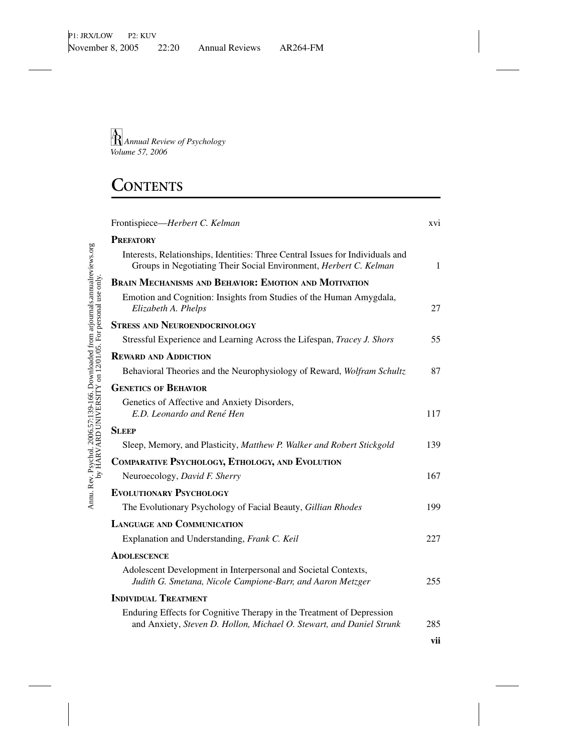*Annual Review of Psychology*
*Volume 57, 2006*

# Contents

Frontispiece—*Herbert C. Kelman* xvi

**Prefatory**

Interests, Relationships, Identities: Three Central Issues for Individuals and Groups in Negotiating Their Social Environment, *Herbert C. Kelman* 1

**Brain Mechanisms and Behavior: Emotion and Motivation**

Emotion and Cognition: Insights from Studies of the Human Amygdala, *Elizabeth A. Phelps* 27

**Stress and Neuroendocrinology**

Stressful Experience and Learning Across the Lifespan, *Tracey J. Shors* 55

**Reward and Addiction**

Behavioral Theories and the Neurophysiology of Reward, *Wolfram Schultz* 87

**Genetics of Behavior**

Genetics of Affective and Anxiety Disorders, *E.D. Leonardo and René Hen* 117

**Sleep**

Sleep, Memory, and Plasticity, *Matthew P. Walker and Robert Stickgold* 139

**Comparative Psychology, Ethology, and Evolution**

Neuroecology, *David F. Sherry* 167

**Evolutionary Psychology**

The Evolutionary Psychology of Facial Beauty, *Gillian Rhodes* 199

**Language and Communication**

Explanation and Understanding, *Frank C. Keil* 227

**Adolescence**

Adolescent Development in Interpersonal and Societal Contexts, *Judith G. Smetana, Nicole Campione-Barr, and Aaron Metzger* 255

**Individual Treatment**

Enduring Effects for Cognitive Therapy in the Treatment of Depression and Anxiety, *Steven D. Hollon, Michael O. Stewart, and Daniel Strunk* 285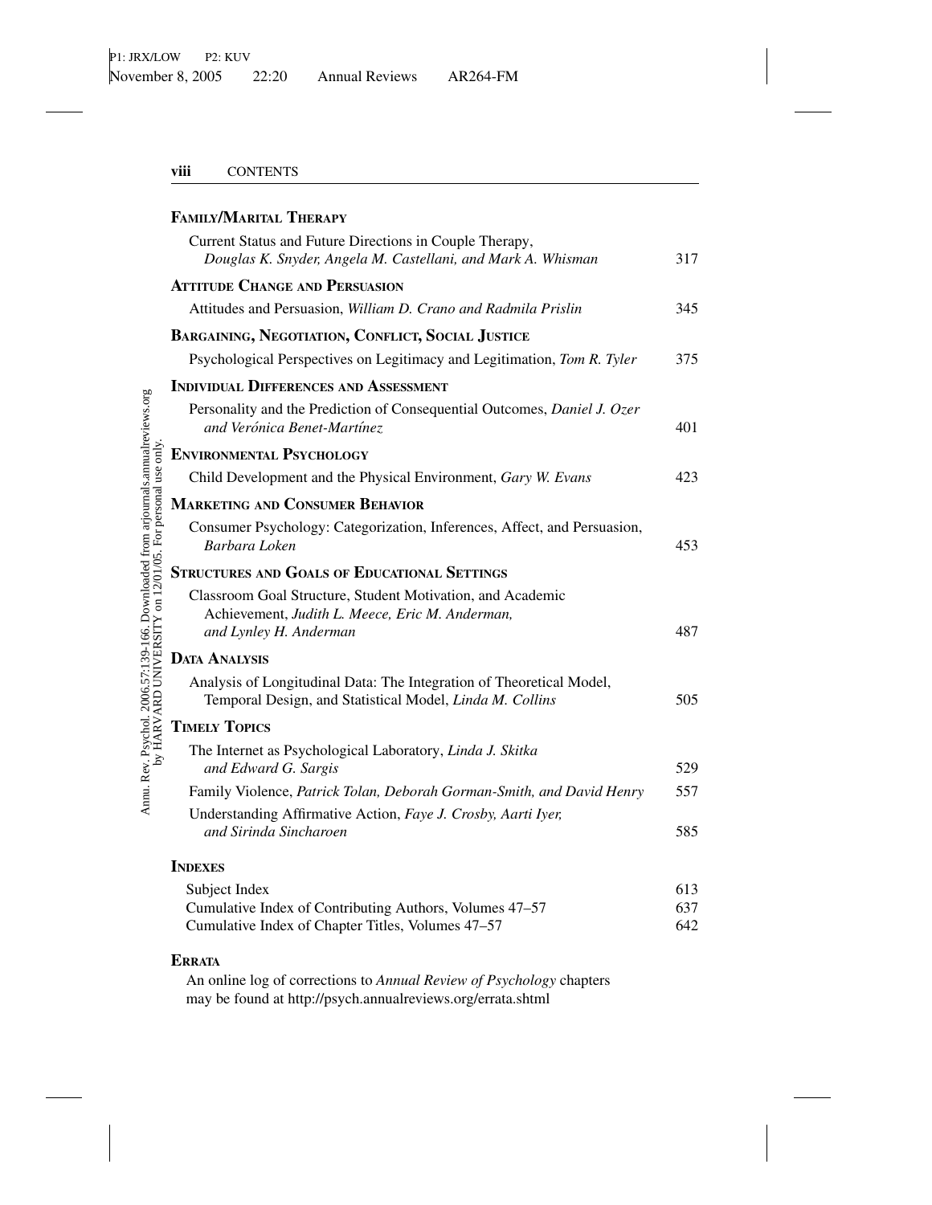## FAMILY/MARITAL THERAPY

Current Status and Future Directions in Couple Therapy, *Douglas K. Snyder, Angela M. Castellani, and Mark A. Whisman* 317

## ATTITUDE CHANGE AND PERSUASION

Attitudes and Persuasion, *William D. Crano and Radmila Prislin* 345

## BARGAINING, NEGOTIATION, CONFLICT, SOCIAL JUSTICE

Psychological Perspectives on Legitimacy and Legitimation, *Tom R. Tyler* 375

## INDIVIDUAL DIFFERENCES AND ASSESSMENT

Personality and the Prediction of Consequential Outcomes, *Daniel J. Ozer and Verónica Benet-Martínez* 401

## ENVIRONMENTAL PSYCHOLOGY

Child Development and the Physical Environment, *Gary W. Evans* 423

## MARKETING AND CONSUMER BEHAVIOR

Consumer Psychology: Categorization, Inferences, Affect, and Persuasion, *Barbara Loken* 453

## STRUCTURES AND GOALS OF EDUCATIONAL SETTINGS

Classroom Goal Structure, Student Motivation, and Academic Achievement, *Judith L. Meece, Eric M. Anderman, and Lynley H. Anderman* 487

## DATA ANALYSIS

Analysis of Longitudinal Data: The Integration of Theoretical Model, Temporal Design, and Statistical Model, *Linda M. Collins* 505

## TIMELY TOPICS

The Internet as Psychological Laboratory, *Linda J. Skitka and Edward G. Sargis* 529

Family Violence, *Patrick Tolan, Deborah Gorman-Smith, and David Henry* 557

Understanding Affirmative Action, *Faye J. Crosby, Aarti Iyer, and Sirinda Sincharoen* 585

## INDEXES

Subject Index 613

Cumulative Index of Contributing Authors, Volumes 47–57 637

Cumulative Index of Chapter Titles, Volumes 47–57 642

## ERRATA

An online log of corrections to *Annual Review of Psychology* chapters may be found at http://psych.annualreviews.org/errata.shtml